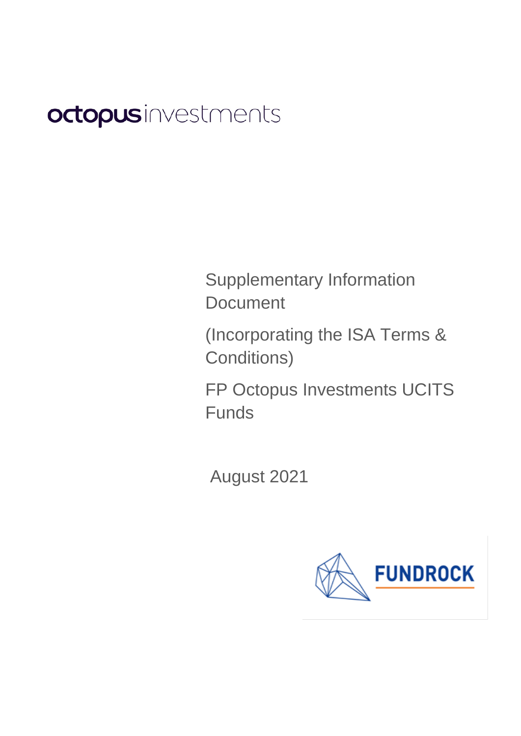octopus investments

# Supplementary Information Document

(Incorporating the ISA Terms & Conditions)

FP Octopus Investments UCITS Funds

August 2021

FUNDROCK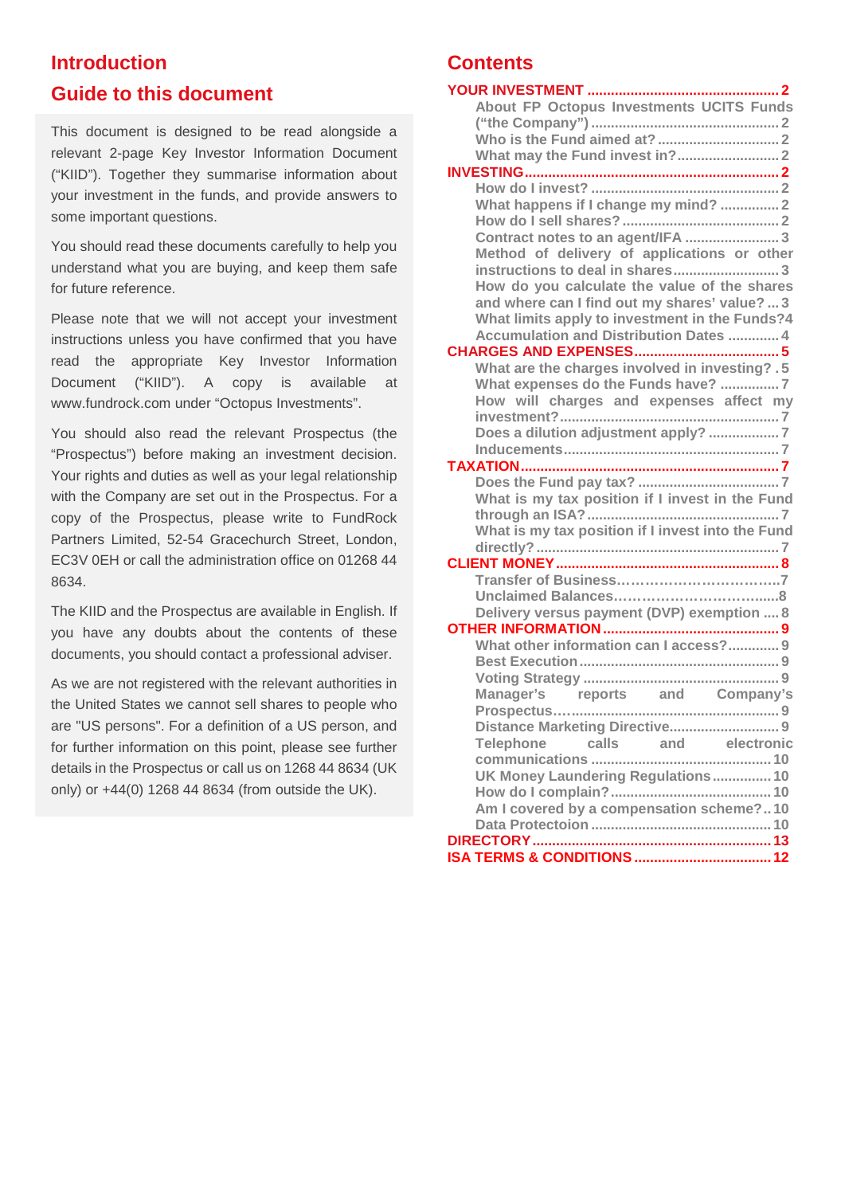# Introduction

## Guide to this document

This document is designed to be read alongside a relevant 2-page Key Investor Information Document ("KIID"). Together they summarise information about your investment in the funds, and provide answers to some important questions.

You should read these documents carefully to help you understand what you are buying, and keep them safe for future reference.

Please note that we will not accept your investment instructions unless you have confirmed that you have read the appropriate Key Investor Information Document ("KIID"). A copy is available at www.fundrock.com under "Octopus Investments".

You should also read the relevant Prospectus (the "Prospectus") before making an investment decision. Your rights and duties as well as your legal relationship with the Company are set out in the Prospectus. For a copy of the Prospectus, please write to FundRock Partners Limited, 52-54 Gracechurch Street, London, EC3V 0EH or call the administration office on 01268 44 8634.

The KIID and the Prospectus are available in English. If you have any doubts about the contents of these documents, you should contact a professional adviser.

As we are not registered with the relevant authorities in the United States we cannot sell shares to people who are "US persons". For a definition of a US person, and for further information on this point, please see further details in the Prospectus or call us on 1268 44 8634 (UK only) or +44(0) 1268 44 8634 (from outside the UK).

# Contents

**YOUR INVESTMENT** .......... 2
- About FP Octopus Investments UCITS Funds ("the Company") .......... 2
- Who is the Fund aimed at? .......... 2
- What may the Fund invest in? .......... 2

**INVESTING** .......... 2
- How do I invest? .......... 2
- What happens if I change my mind? .......... 2
- How do I sell shares? .......... 2
- Contract notes to an agent/IFA .......... 3
- Method of delivery of applications or other instructions to deal in shares .......... 3
- How do you calculate the value of the shares and where can I find out my shares' value? .......... 3
- What limits apply to investment in the Funds? .......... 4
- Accumulation and Distribution Dates .......... 4

**CHARGES AND EXPENSES** .......... 5
- What are the charges involved in investing? .......... 5
- What expenses do the Funds have? .......... 7
- How will charges and expenses affect my investment? .......... 7
- Does a dilution adjustment apply? .......... 7
- Inducements .......... 7

**TAXATION** .......... 7
- Does the Fund pay tax? .......... 7
- What is my tax position if I invest in the Fund through an ISA? .......... 7
- What is my tax position if I invest into the Fund directly? .......... 7

**CLIENT MONEY** .......... 8
- Transfer of Business .......... 7
- Unclaimed Balances .......... 8
- Delivery versus payment (DVP) exemption .......... 8

**OTHER INFORMATION** .......... 9
- What other information can I access? .......... 9
- Best Execution .......... 9
- Voting Strategy .......... 9
- Manager's reports and Company's Prospectus .......... 9
- Distance Marketing Directive .......... 9
- Telephone calls and electronic communications .......... 10
- UK Money Laundering Regulations .......... 10
- How do I complain? .......... 10
- Am I covered by a compensation scheme? .......... 10
- Data Protectoion .......... 10

**DIRECTORY** .......... 13

**ISA TERMS & CONDITIONS** .......... 12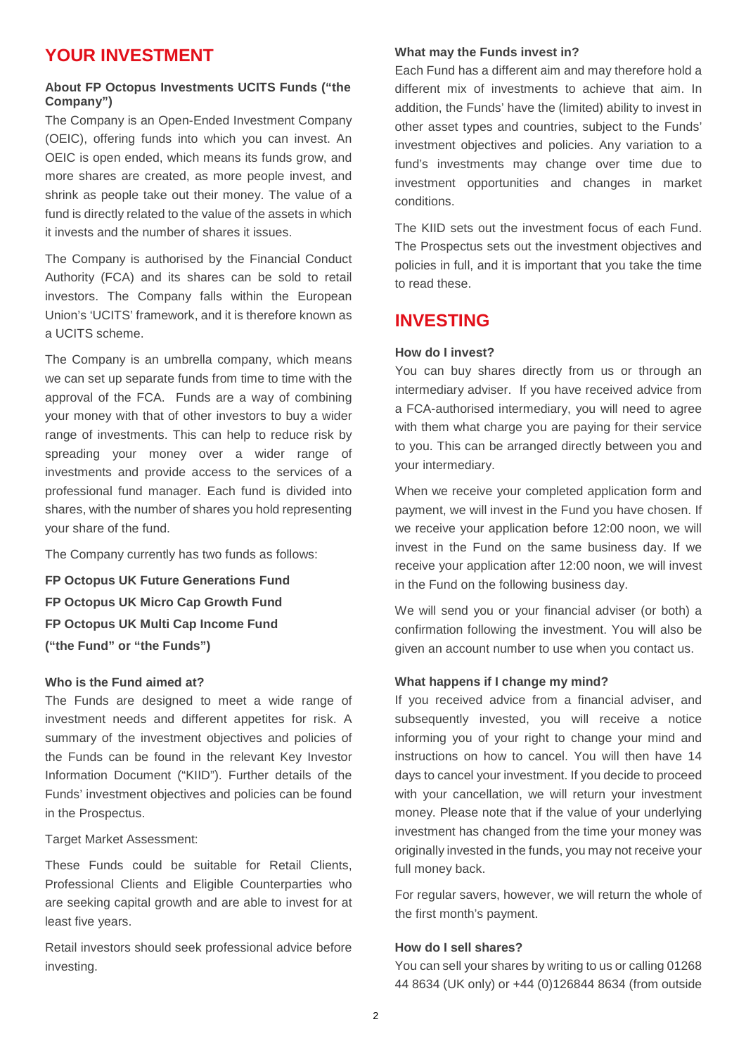# YOUR INVESTMENT

### About FP Octopus Investments UCITS Funds ("the Company")

The Company is an Open-Ended Investment Company (OEIC), offering funds into which you can invest. An OEIC is open ended, which means its funds grow, and more shares are created, as more people invest, and shrink as people take out their money. The value of a fund is directly related to the value of the assets in which it invests and the number of shares it issues.

The Company is authorised by the Financial Conduct Authority (FCA) and its shares can be sold to retail investors. The Company falls within the European Union's 'UCITS' framework, and it is therefore known as a UCITS scheme.

The Company is an umbrella company, which means we can set up separate funds from time to time with the approval of the FCA. Funds are a way of combining your money with that of other investors to buy a wider range of investments. This can help to reduce risk by spreading your money over a wider range of investments and provide access to the services of a professional fund manager. Each fund is divided into shares, with the number of shares you hold representing your share of the fund.

The Company currently has two funds as follows:

**FP Octopus UK Future Generations Fund**

**FP Octopus UK Micro Cap Growth Fund**

**FP Octopus UK Multi Cap Income Fund**

**("the Fund" or "the Funds")**

### Who is the Fund aimed at?

The Funds are designed to meet a wide range of investment needs and different appetites for risk. A summary of the investment objectives and policies of the Funds can be found in the relevant Key Investor Information Document ("KIID"). Further details of the Funds' investment objectives and policies can be found in the Prospectus.

Target Market Assessment:

These Funds could be suitable for Retail Clients, Professional Clients and Eligible Counterparties who are seeking capital growth and are able to invest for at least five years.

Retail investors should seek professional advice before investing.

### What may the Funds invest in?

Each Fund has a different aim and may therefore hold a different mix of investments to achieve that aim. In addition, the Funds' have the (limited) ability to invest in other asset types and countries, subject to the Funds' investment objectives and policies. Any variation to a fund's investments may change over time due to investment opportunities and changes in market conditions.

The KIID sets out the investment focus of each Fund. The Prospectus sets out the investment objectives and policies in full, and it is important that you take the time to read these.

# INVESTING

### How do I invest?

You can buy shares directly from us or through an intermediary adviser. If you have received advice from a FCA-authorised intermediary, you will need to agree with them what charge you are paying for their service to you. This can be arranged directly between you and your intermediary.

When we receive your completed application form and payment, we will invest in the Fund you have chosen. If we receive your application before 12:00 noon, we will invest in the Fund on the same business day. If we receive your application after 12:00 noon, we will invest in the Fund on the following business day.

We will send you or your financial adviser (or both) a confirmation following the investment. You will also be given an account number to use when you contact us.

### What happens if I change my mind?

If you received advice from a financial adviser, and subsequently invested, you will receive a notice informing you of your right to change your mind and instructions on how to cancel. You will then have 14 days to cancel your investment. If you decide to proceed with your cancellation, we will return your investment money. Please note that if the value of your underlying investment has changed from the time your money was originally invested in the funds, you may not receive your full money back.

For regular savers, however, we will return the whole of the first month's payment.

### How do I sell shares?

You can sell your shares by writing to us or calling 01268 44 8634 (UK only) or +44 (0)126844 8634 (from outside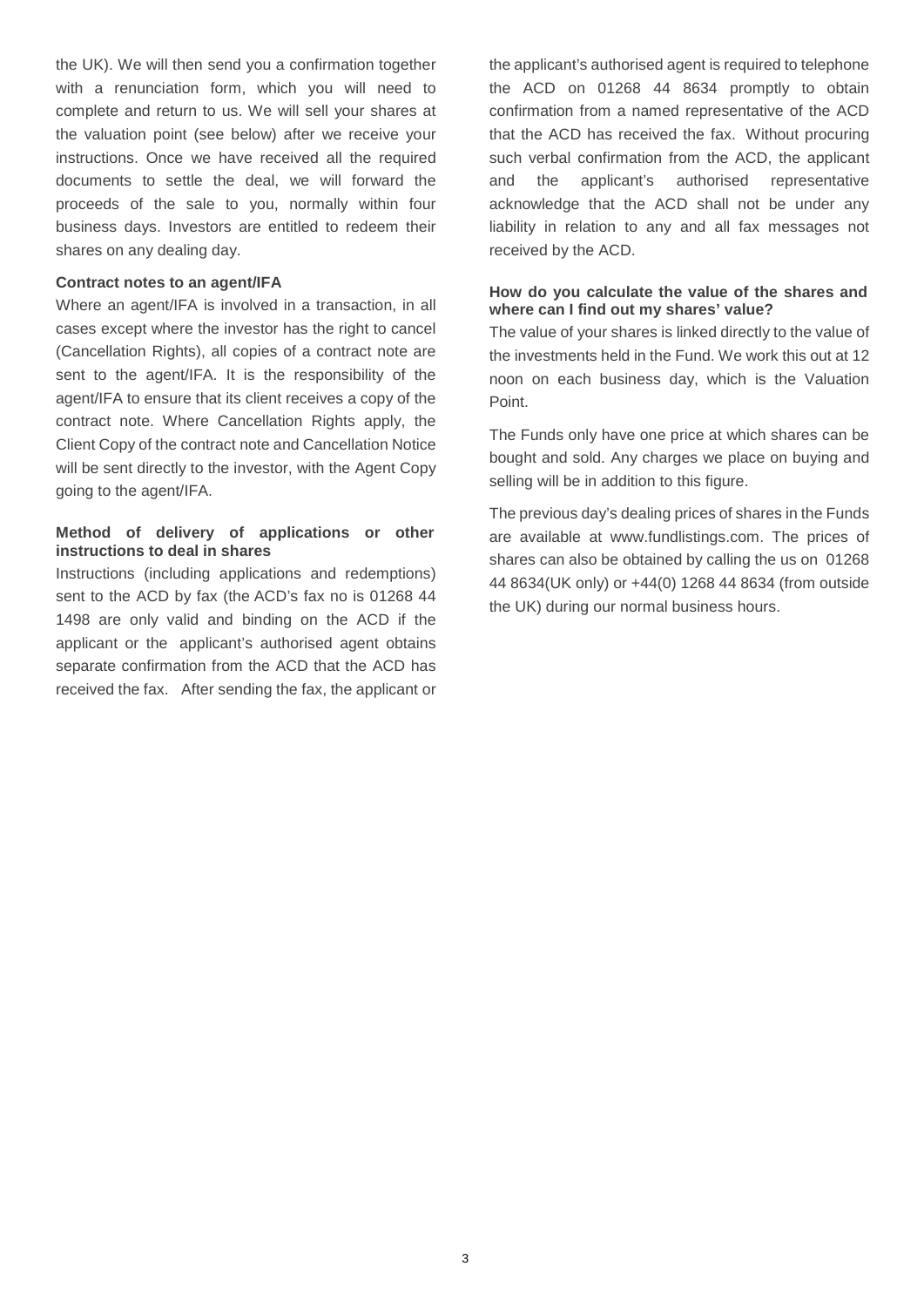the UK). We will then send you a confirmation together with a renunciation form, which you will need to complete and return to us. We will sell your shares at the valuation point (see below) after we receive your instructions. Once we have received all the required documents to settle the deal, we will forward the proceeds of the sale to you, normally within four business days. Investors are entitled to redeem their shares on any dealing day.

**Contract notes to an agent/IFA**

Where an agent/IFA is involved in a transaction, in all cases except where the investor has the right to cancel (Cancellation Rights), all copies of a contract note are sent to the agent/IFA. It is the responsibility of the agent/IFA to ensure that its client receives a copy of the contract note. Where Cancellation Rights apply, the Client Copy of the contract note and Cancellation Notice will be sent directly to the investor, with the Agent Copy going to the agent/IFA.

**Method of delivery of applications or other instructions to deal in shares**

Instructions (including applications and redemptions) sent to the ACD by fax (the ACD's fax no is 01268 44 1498 are only valid and binding on the ACD if the applicant or the applicant's authorised agent obtains separate confirmation from the ACD that the ACD has received the fax. After sending the fax, the applicant or the applicant's authorised agent is required to telephone the ACD on 01268 44 8634 promptly to obtain confirmation from a named representative of the ACD that the ACD has received the fax. Without procuring such verbal confirmation from the ACD, the applicant and the applicant's authorised representative acknowledge that the ACD shall not be under any liability in relation to any and all fax messages not received by the ACD.

**How do you calculate the value of the shares and where can I find out my shares' value?**

The value of your shares is linked directly to the value of the investments held in the Fund. We work this out at 12 noon on each business day, which is the Valuation Point.

The Funds only have one price at which shares can be bought and sold. Any charges we place on buying and selling will be in addition to this figure.

The previous day's dealing prices of shares in the Funds are available at www.fundlistings.com. The prices of shares can also be obtained by calling the us on 01268 44 8634(UK only) or +44(0) 1268 44 8634 (from outside the UK) during our normal business hours.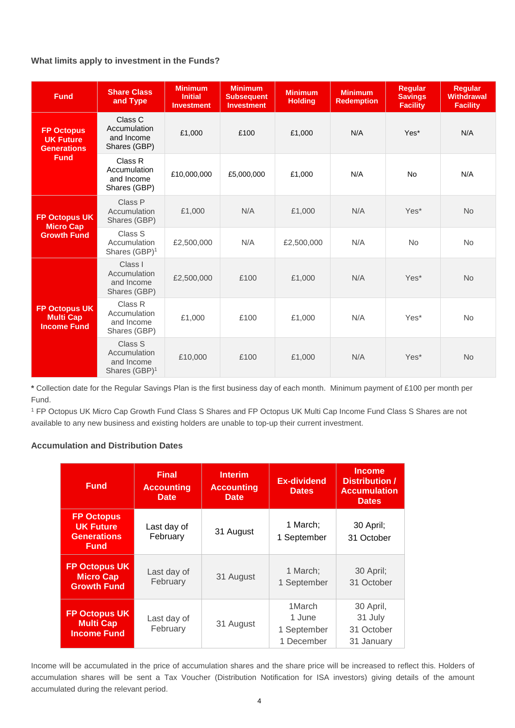### What limits apply to investment in the Funds?

| Fund | Share Class and Type | Minimum Initial Investment | Minimum Subsequent Investment | Minimum Holding | Minimum Redemption | Regular Savings Facility | Regular Withdrawal Facility |
|---|---|---|---|---|---|---|---|
| FP Octopus UK Future Generations Fund | Class C Accumulation and Income Shares (GBP) | £1,000 | £100 | £1,000 | N/A | Yes* | N/A |
| | Class R Accumulation and Income Shares (GBP) | £10,000,000 | £5,000,000 | £1,000 | N/A | No | N/A |
| FP Octopus UK Micro Cap Growth Fund | Class P Accumulation Shares (GBP) | £1,000 | N/A | £1,000 | N/A | Yes* | No |
| | Class S Accumulation Shares (GBP)[1] | £2,500,000 | N/A | £2,500,000 | N/A | No | No |
| FP Octopus UK Multi Cap Income Fund | Class I Accumulation and Income Shares (GBP) | £2,500,000 | £100 | £1,000 | N/A | Yes* | No |
| | Class R Accumulation and Income Shares (GBP) | £1,000 | £100 | £1,000 | N/A | Yes* | No |
| | Class S Accumulation and Income Shares (GBP)[1] | £10,000 | £100 | £1,000 | N/A | Yes* | No |

**\*** Collection date for the Regular Savings Plan is the first business day of each month. Minimum payment of £100 per month per Fund.

[1] FP Octopus UK Micro Cap Growth Fund Class S Shares and FP Octopus UK Multi Cap Income Fund Class S Shares are not available to any new business and existing holders are unable to top-up their current investment.

### Accumulation and Distribution Dates

| Fund | Final Accounting Date | Interim Accounting Date | Ex-dividend Dates | Income Distribution / Accumulation Dates |
|---|---|---|---|---|
| FP Octopus UK Future Generations Fund | Last day of February | 31 August | 1 March; 1 September | 30 April; 31 October |
| FP Octopus UK Micro Cap Growth Fund | Last day of February | 31 August | 1 March; 1 September | 30 April; 31 October |
| FP Octopus UK Multi Cap Income Fund | Last day of February | 31 August | 1March 1 June 1 September 1 December | 30 April, 31 July 31 October 31 January |

Income will be accumulated in the price of accumulation shares and the share price will be increased to reflect this. Holders of accumulation shares will be sent a Tax Voucher (Distribution Notification for ISA investors) giving details of the amount accumulated during the relevant period.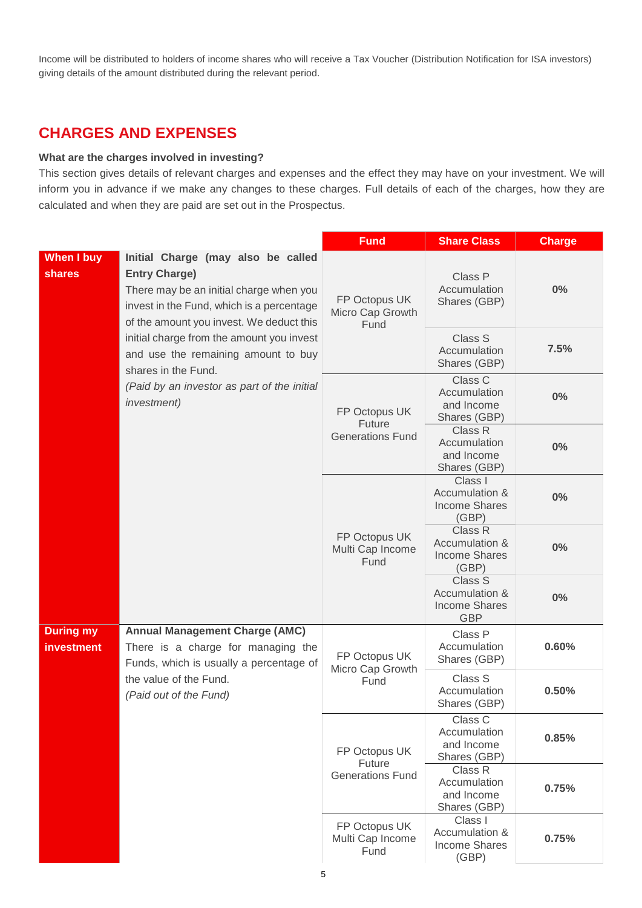Income will be distributed to holders of income shares who will receive a Tax Voucher (Distribution Notification for ISA investors) giving details of the amount distributed during the relevant period.

## CHARGES AND EXPENSES

**What are the charges involved in investing?**

This section gives details of relevant charges and expenses and the effect they may have on your investment. We will inform you in advance if we make any changes to these charges. Full details of each of the charges, how they are calculated and when they are paid are set out in the Prospectus.

| | | Fund | Share Class | Charge |
|---|---|---|---|---|
| **When I buy shares** | **Initial Charge (may also be called Entry Charge)** There may be an initial charge when you invest in the Fund, which is a percentage of the amount you invest. We deduct this initial charge from the amount you invest and use the remaining amount to buy shares in the Fund. *(Paid by an investor as part of the initial investment)* | FP Octopus UK Micro Cap Growth Fund | Class P Accumulation Shares (GBP) | **0%** |
| | | | Class S Accumulation Shares (GBP) | **7.5%** |
| | | FP Octopus UK Future Generations Fund | Class C Accumulation and Income Shares (GBP) | **0%** |
| | | | Class R Accumulation and Income Shares (GBP) | **0%** |
| | | FP Octopus UK Multi Cap Income Fund | Class I Accumulation & Income Shares (GBP) | **0%** |
| | | | Class R Accumulation & Income Shares (GBP) | **0%** |
| | | | Class S Accumulation & Income Shares GBP | **0%** |
| **During my investment** | **Annual Management Charge (AMC)** There is a charge for managing the Funds, which is usually a percentage of the value of the Fund. *(Paid out of the Fund)* | FP Octopus UK Micro Cap Growth Fund | Class P Accumulation Shares (GBP) | **0.60%** |
| | | | Class S Accumulation Shares (GBP) | **0.50%** |
| | | FP Octopus UK Future Generations Fund | Class C Accumulation and Income Shares (GBP) | **0.85%** |
| | | | Class R Accumulation and Income Shares (GBP) | **0.75%** |
| | | FP Octopus UK Multi Cap Income Fund | Class I Accumulation & Income Shares (GBP) | **0.75%** |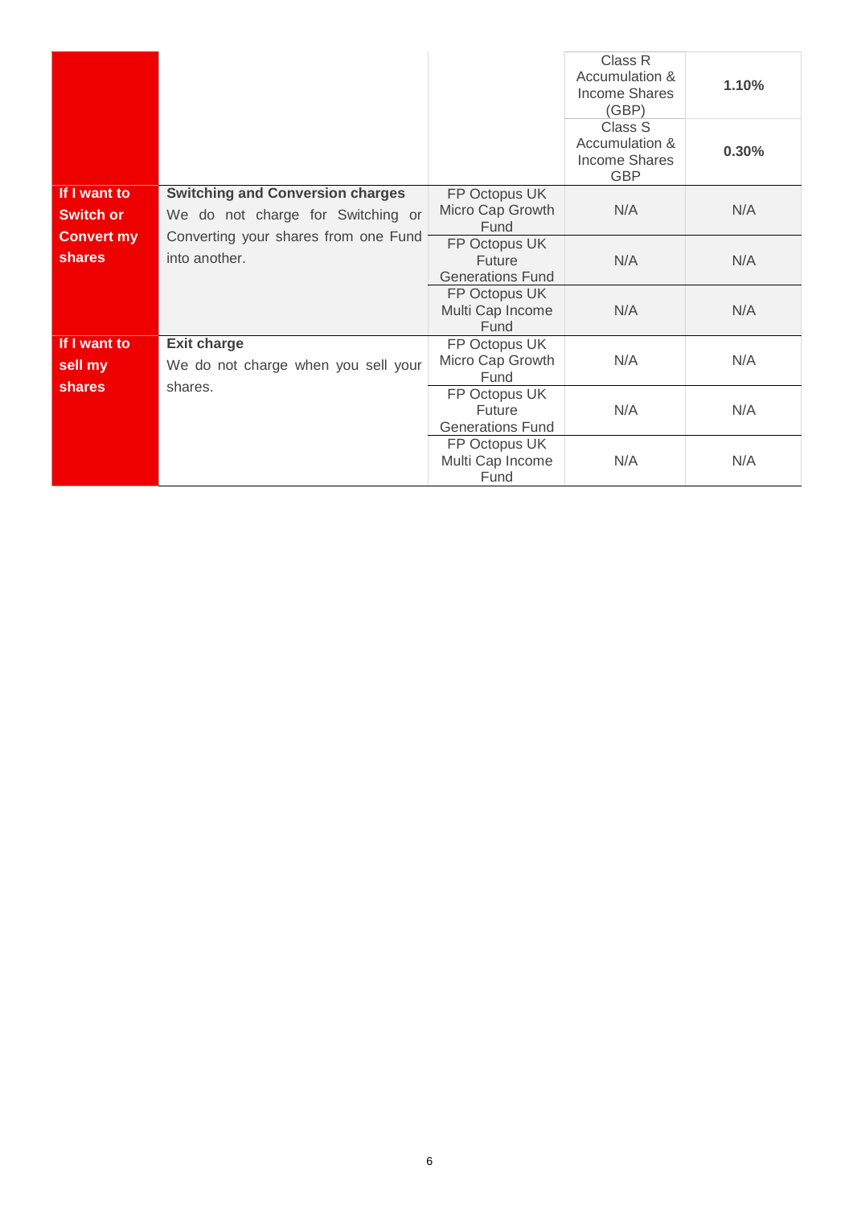| | | | | |
|---|---|---|---|---|
| | | | Class R Accumulation & Income Shares (GBP) | **1.10%** |
| | | | Class S Accumulation & Income Shares GBP | **0.30%** |
| **If I want to Switch or Convert my shares** | **Switching and Conversion charges** We do not charge for Switching or Converting your shares from one Fund into another. | FP Octopus UK Micro Cap Growth Fund | N/A | N/A |
| | | FP Octopus UK Future Generations Fund | N/A | N/A |
| | | FP Octopus UK Multi Cap Income Fund | N/A | N/A |
| **If I want to sell my shares** | **Exit charge** We do not charge when you sell your shares. | FP Octopus UK Micro Cap Growth Fund | N/A | N/A |
| | | FP Octopus UK Future Generations Fund | N/A | N/A |
| | | FP Octopus UK Multi Cap Income Fund | N/A | N/A |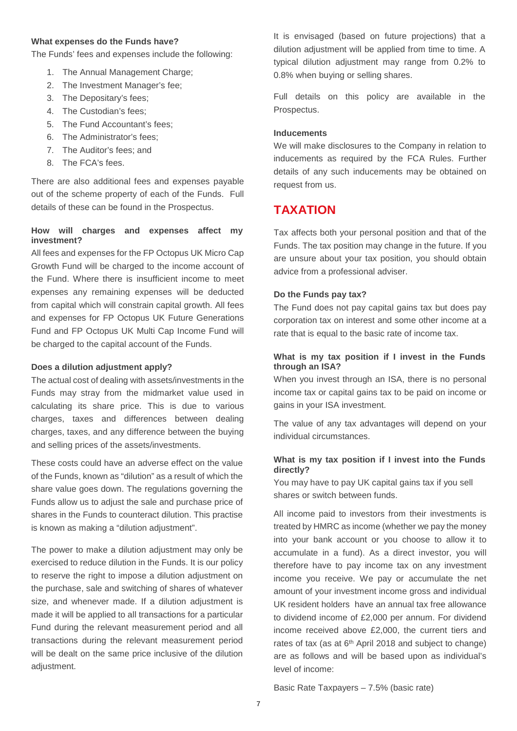**What expenses do the Funds have?**

The Funds' fees and expenses include the following:

1. The Annual Management Charge;
2. The Investment Manager's fee;
3. The Depositary's fees;
4. The Custodian's fees;
5. The Fund Accountant's fees;
6. The Administrator's fees;
7. The Auditor's fees; and
8. The FCA's fees.

There are also additional fees and expenses payable out of the scheme property of each of the Funds. Full details of these can be found in the Prospectus.

**How will charges and expenses affect my investment?**

All fees and expenses for the FP Octopus UK Micro Cap Growth Fund will be charged to the income account of the Fund. Where there is insufficient income to meet expenses any remaining expenses will be deducted from capital which will constrain capital growth. All fees and expenses for FP Octopus UK Future Generations Fund and FP Octopus UK Multi Cap Income Fund will be charged to the capital account of the Funds.

**Does a dilution adjustment apply?**

The actual cost of dealing with assets/investments in the Funds may stray from the midmarket value used in calculating its share price. This is due to various charges, taxes and differences between dealing charges, taxes, and any difference between the buying and selling prices of the assets/investments.

These costs could have an adverse effect on the value of the Funds, known as "dilution" as a result of which the share value goes down. The regulations governing the Funds allow us to adjust the sale and purchase price of shares in the Funds to counteract dilution. This practise is known as making a "dilution adjustment".

The power to make a dilution adjustment may only be exercised to reduce dilution in the Funds. It is our policy to reserve the right to impose a dilution adjustment on the purchase, sale and switching of shares of whatever size, and whenever made. If a dilution adjustment is made it will be applied to all transactions for a particular Fund during the relevant measurement period and all transactions during the relevant measurement period will be dealt on the same price inclusive of the dilution adjustment.

It is envisaged (based on future projections) that a dilution adjustment will be applied from time to time. A typical dilution adjustment may range from 0.2% to 0.8% when buying or selling shares.

Full details on this policy are available in the Prospectus.

**Inducements**

We will make disclosures to the Company in relation to inducements as required by the FCA Rules. Further details of any such inducements may be obtained on request from us.

# TAXATION

Tax affects both your personal position and that of the Funds. The tax position may change in the future. If you are unsure about your tax position, you should obtain advice from a professional adviser.

**Do the Funds pay tax?**

The Fund does not pay capital gains tax but does pay corporation tax on interest and some other income at a rate that is equal to the basic rate of income tax.

**What is my tax position if I invest in the Funds through an ISA?**

When you invest through an ISA, there is no personal income tax or capital gains tax to be paid on income or gains in your ISA investment.

The value of any tax advantages will depend on your individual circumstances.

**What is my tax position if I invest into the Funds directly?**

You may have to pay UK capital gains tax if you sell shares or switch between funds.

All income paid to investors from their investments is treated by HMRC as income (whether we pay the money into your bank account or you choose to allow it to accumulate in a fund). As a direct investor, you will therefore have to pay income tax on any investment income you receive. We pay or accumulate the net amount of your investment income gross and individual UK resident holders have an annual tax free allowance to dividend income of £2,000 per annum. For dividend income received above £2,000, the current tiers and rates of tax (as at 6th April 2018 and subject to change) are as follows and will be based upon as individual's level of income:

Basic Rate Taxpayers – 7.5% (basic rate)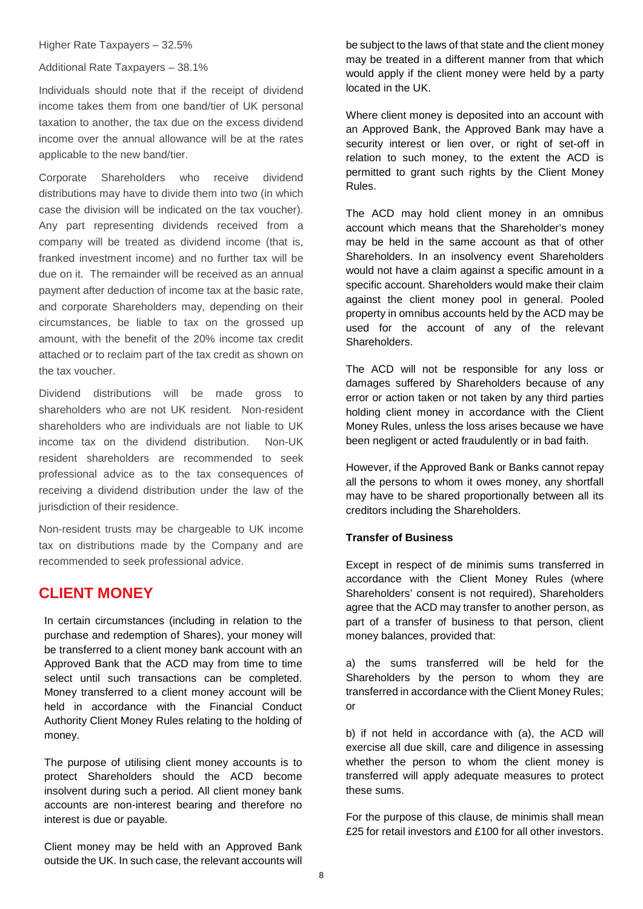Higher Rate Taxpayers – 32.5%

Additional Rate Taxpayers – 38.1%

Individuals should note that if the receipt of dividend income takes them from one band/tier of UK personal taxation to another, the tax due on the excess dividend income over the annual allowance will be at the rates applicable to the new band/tier.

Corporate Shareholders who receive dividend distributions may have to divide them into two (in which case the division will be indicated on the tax voucher). Any part representing dividends received from a company will be treated as dividend income (that is, franked investment income) and no further tax will be due on it. The remainder will be received as an annual payment after deduction of income tax at the basic rate, and corporate Shareholders may, depending on their circumstances, be liable to tax on the grossed up amount, with the benefit of the 20% income tax credit attached or to reclaim part of the tax credit as shown on the tax voucher.

Dividend distributions will be made gross to shareholders who are not UK resident. Non-resident shareholders who are individuals are not liable to UK income tax on the dividend distribution. Non-UK resident shareholders are recommended to seek professional advice as to the tax consequences of receiving a dividend distribution under the law of the jurisdiction of their residence.

Non-resident trusts may be chargeable to UK income tax on distributions made by the Company and are recommended to seek professional advice.

# CLIENT MONEY

In certain circumstances (including in relation to the purchase and redemption of Shares), your money will be transferred to a client money bank account with an Approved Bank that the ACD may from time to time select until such transactions can be completed. Money transferred to a client money account will be held in accordance with the Financial Conduct Authority Client Money Rules relating to the holding of money.

The purpose of utilising client money accounts is to protect Shareholders should the ACD become insolvent during such a period. All client money bank accounts are non-interest bearing and therefore no interest is due or payable.

Client money may be held with an Approved Bank outside the UK. In such case, the relevant accounts will be subject to the laws of that state and the client money may be treated in a different manner from that which would apply if the client money were held by a party located in the UK.

Where client money is deposited into an account with an Approved Bank, the Approved Bank may have a security interest or lien over, or right of set-off in relation to such money, to the extent the ACD is permitted to grant such rights by the Client Money Rules.

The ACD may hold client money in an omnibus account which means that the Shareholder's money may be held in the same account as that of other Shareholders. In an insolvency event Shareholders would not have a claim against a specific amount in a specific account. Shareholders would make their claim against the client money pool in general. Pooled property in omnibus accounts held by the ACD may be used for the account of any of the relevant Shareholders.

The ACD will not be responsible for any loss or damages suffered by Shareholders because of any error or action taken or not taken by any third parties holding client money in accordance with the Client Money Rules, unless the loss arises because we have been negligent or acted fraudulently or in bad faith.

However, if the Approved Bank or Banks cannot repay all the persons to whom it owes money, any shortfall may have to be shared proportionally between all its creditors including the Shareholders.

**Transfer of Business**

Except in respect of de minimis sums transferred in accordance with the Client Money Rules (where Shareholders' consent is not required), Shareholders agree that the ACD may transfer to another person, as part of a transfer of business to that person, client money balances, provided that:

a) the sums transferred will be held for the Shareholders by the person to whom they are transferred in accordance with the Client Money Rules; or

b) if not held in accordance with (a), the ACD will exercise all due skill, care and diligence in assessing whether the person to whom the client money is transferred will apply adequate measures to protect these sums.

For the purpose of this clause, de minimis shall mean £25 for retail investors and £100 for all other investors.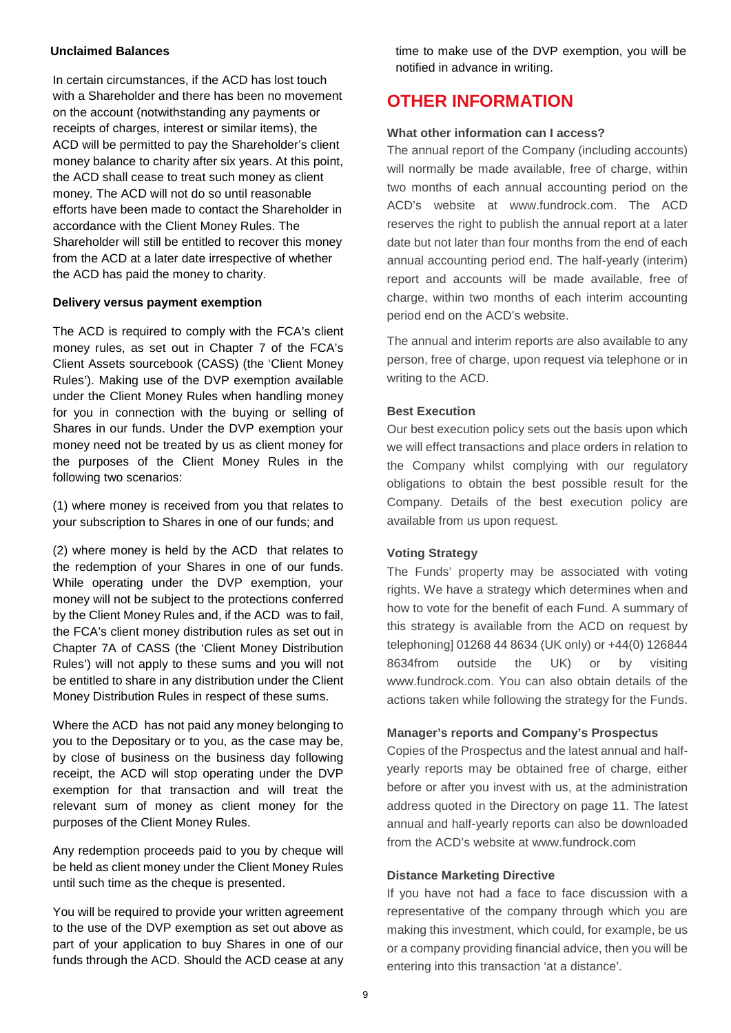**Unclaimed Balances**

In certain circumstances, if the ACD has lost touch with a Shareholder and there has been no movement on the account (notwithstanding any payments or receipts of charges, interest or similar items), the ACD will be permitted to pay the Shareholder's client money balance to charity after six years. At this point, the ACD shall cease to treat such money as client money. The ACD will not do so until reasonable efforts have been made to contact the Shareholder in accordance with the Client Money Rules. The Shareholder will still be entitled to recover this money from the ACD at a later date irrespective of whether the ACD has paid the money to charity.

**Delivery versus payment exemption**

The ACD is required to comply with the FCA's client money rules, as set out in Chapter 7 of the FCA's Client Assets sourcebook (CASS) (the 'Client Money Rules'). Making use of the DVP exemption available under the Client Money Rules when handling money for you in connection with the buying or selling of Shares in our funds. Under the DVP exemption your money need not be treated by us as client money for the purposes of the Client Money Rules in the following two scenarios:

(1) where money is received from you that relates to your subscription to Shares in one of our funds; and

(2) where money is held by the ACD that relates to the redemption of your Shares in one of our funds. While operating under the DVP exemption, your money will not be subject to the protections conferred by the Client Money Rules and, if the ACD was to fail, the FCA's client money distribution rules as set out in Chapter 7A of CASS (the 'Client Money Distribution Rules') will not apply to these sums and you will not be entitled to share in any distribution under the Client Money Distribution Rules in respect of these sums.

Where the ACD has not paid any money belonging to you to the Depositary or to you, as the case may be, by close of business on the business day following receipt, the ACD will stop operating under the DVP exemption for that transaction and will treat the relevant sum of money as client money for the purposes of the Client Money Rules.

Any redemption proceeds paid to you by cheque will be held as client money under the Client Money Rules until such time as the cheque is presented.

You will be required to provide your written agreement to the use of the DVP exemption as set out above as part of your application to buy Shares in one of our funds through the ACD. Should the ACD cease at any time to make use of the DVP exemption, you will be notified in advance in writing.

# OTHER INFORMATION

**What other information can I access?**

The annual report of the Company (including accounts) will normally be made available, free of charge, within two months of each annual accounting period on the ACD's website at www.fundrock.com. The ACD reserves the right to publish the annual report at a later date but not later than four months from the end of each annual accounting period end. The half-yearly (interim) report and accounts will be made available, free of charge, within two months of each interim accounting period end on the ACD's website.

The annual and interim reports are also available to any person, free of charge, upon request via telephone or in writing to the ACD.

**Best Execution**

Our best execution policy sets out the basis upon which we will effect transactions and place orders in relation to the Company whilst complying with our regulatory obligations to obtain the best possible result for the Company. Details of the best execution policy are available from us upon request.

**Voting Strategy**

The Funds' property may be associated with voting rights. We have a strategy which determines when and how to vote for the benefit of each Fund. A summary of this strategy is available from the ACD on request by telephoning] 01268 44 8634 (UK only) or +44(0) 126844 8634from outside the UK) or by visiting www.fundrock.com. You can also obtain details of the actions taken while following the strategy for the Funds.

**Manager's reports and Company's Prospectus**

Copies of the Prospectus and the latest annual and half-yearly reports may be obtained free of charge, either before or after you invest with us, at the administration address quoted in the Directory on page 11. The latest annual and half-yearly reports can also be downloaded from the ACD's website at www.fundrock.com

**Distance Marketing Directive**

If you have not had a face to face discussion with a representative of the company through which you are making this investment, which could, for example, be us or a company providing financial advice, then you will be entering into this transaction 'at a distance'.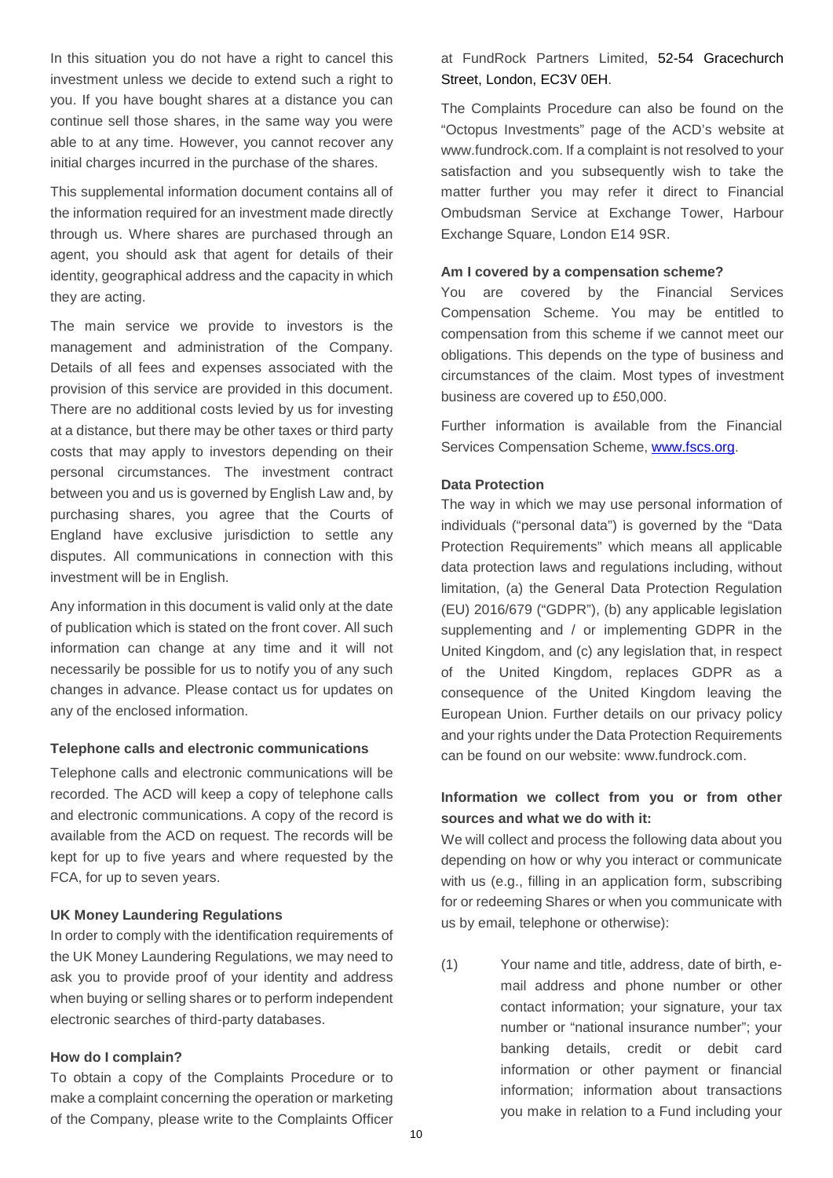In this situation you do not have a right to cancel this investment unless we decide to extend such a right to you. If you have bought shares at a distance you can continue sell those shares, in the same way you were able to at any time. However, you cannot recover any initial charges incurred in the purchase of the shares.

This supplemental information document contains all of the information required for an investment made directly through us. Where shares are purchased through an agent, you should ask that agent for details of their identity, geographical address and the capacity in which they are acting.

The main service we provide to investors is the management and administration of the Company. Details of all fees and expenses associated with the provision of this service are provided in this document. There are no additional costs levied by us for investing at a distance, but there may be other taxes or third party costs that may apply to investors depending on their personal circumstances. The investment contract between you and us is governed by English Law and, by purchasing shares, you agree that the Courts of England have exclusive jurisdiction to settle any disputes. All communications in connection with this investment will be in English.

Any information in this document is valid only at the date of publication which is stated on the front cover. All such information can change at any time and it will not necessarily be possible for us to notify you of any such changes in advance. Please contact us for updates on any of the enclosed information.

**Telephone calls and electronic communications**

Telephone calls and electronic communications will be recorded. The ACD will keep a copy of telephone calls and electronic communications. A copy of the record is available from the ACD on request. The records will be kept for up to five years and where requested by the FCA, for up to seven years.

**UK Money Laundering Regulations**

In order to comply with the identification requirements of the UK Money Laundering Regulations, we may need to ask you to provide proof of your identity and address when buying or selling shares or to perform independent electronic searches of third-party databases.

**How do I complain?**

To obtain a copy of the Complaints Procedure or to make a complaint concerning the operation or marketing of the Company, please write to the Complaints Officer at FundRock Partners Limited, 52-54 Gracechurch Street, London, EC3V 0EH.

The Complaints Procedure can also be found on the "Octopus Investments" page of the ACD's website at www.fundrock.com. If a complaint is not resolved to your satisfaction and you subsequently wish to take the matter further you may refer it direct to Financial Ombudsman Service at Exchange Tower, Harbour Exchange Square, London E14 9SR.

**Am I covered by a compensation scheme?**

You are covered by the Financial Services Compensation Scheme. You may be entitled to compensation from this scheme if we cannot meet our obligations. This depends on the type of business and circumstances of the claim. Most types of investment business are covered up to £50,000.

Further information is available from the Financial Services Compensation Scheme, www.fscs.org.

**Data Protection**

The way in which we may use personal information of individuals ("personal data") is governed by the "Data Protection Requirements" which means all applicable data protection laws and regulations including, without limitation, (a) the General Data Protection Regulation (EU) 2016/679 ("GDPR"), (b) any applicable legislation supplementing and / or implementing GDPR in the United Kingdom, and (c) any legislation that, in respect of the United Kingdom, replaces GDPR as a consequence of the United Kingdom leaving the European Union. Further details on our privacy policy and your rights under the Data Protection Requirements can be found on our website: www.fundrock.com.

**Information we collect from you or from other sources and what we do with it:**

We will collect and process the following data about you depending on how or why you interact or communicate with us (e.g., filling in an application form, subscribing for or redeeming Shares or when you communicate with us by email, telephone or otherwise):

(1) Your name and title, address, date of birth, e-mail address and phone number or other contact information; your signature, your tax number or "national insurance number"; your banking details, credit or debit card information or other payment or financial information; information about transactions you make in relation to a Fund including your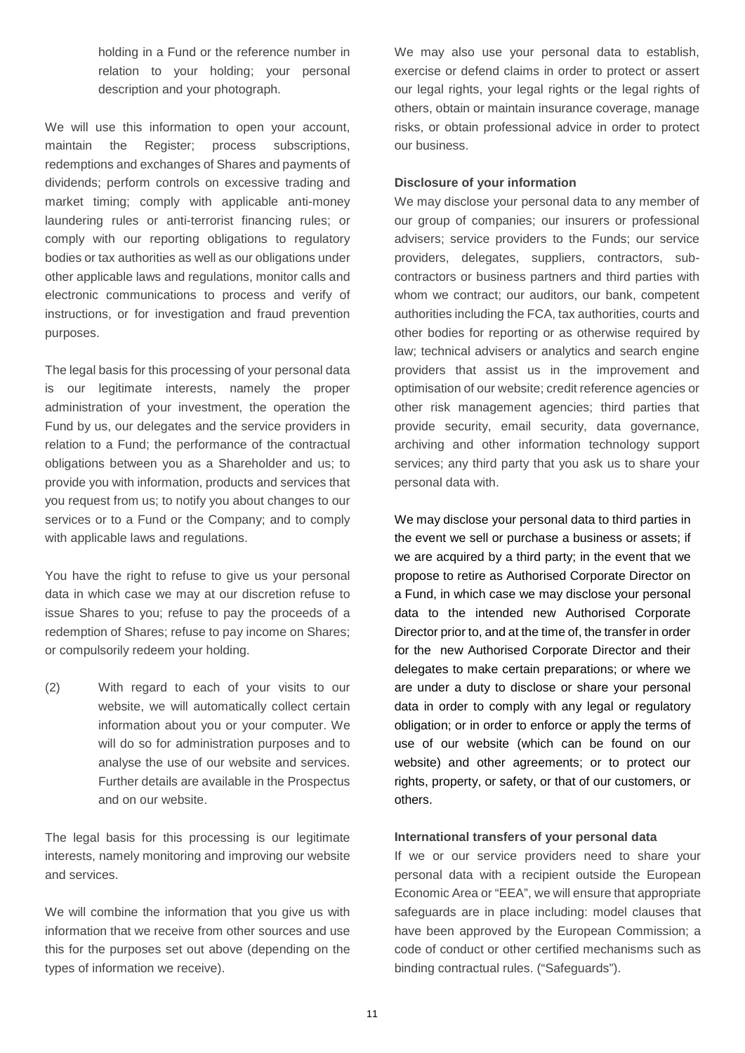holding in a Fund or the reference number in relation to your holding; your personal description and your photograph.

We will use this information to open your account, maintain the Register; process subscriptions, redemptions and exchanges of Shares and payments of dividends; perform controls on excessive trading and market timing; comply with applicable anti-money laundering rules or anti-terrorist financing rules; or comply with our reporting obligations to regulatory bodies or tax authorities as well as our obligations under other applicable laws and regulations, monitor calls and electronic communications to process and verify of instructions, or for investigation and fraud prevention purposes.

The legal basis for this processing of your personal data is our legitimate interests, namely the proper administration of your investment, the operation the Fund by us, our delegates and the service providers in relation to a Fund; the performance of the contractual obligations between you as a Shareholder and us; to provide you with information, products and services that you request from us; to notify you about changes to our services or to a Fund or the Company; and to comply with applicable laws and regulations.

You have the right to refuse to give us your personal data in which case we may at our discretion refuse to issue Shares to you; refuse to pay the proceeds of a redemption of Shares; refuse to pay income on Shares; or compulsorily redeem your holding.

(2) With regard to each of your visits to our website, we will automatically collect certain information about you or your computer. We will do so for administration purposes and to analyse the use of our website and services. Further details are available in the Prospectus and on our website.

The legal basis for this processing is our legitimate interests, namely monitoring and improving our website and services.

We will combine the information that you give us with information that we receive from other sources and use this for the purposes set out above (depending on the types of information we receive).

We may also use your personal data to establish, exercise or defend claims in order to protect or assert our legal rights, your legal rights or the legal rights of others, obtain or maintain insurance coverage, manage risks, or obtain professional advice in order to protect our business.

**Disclosure of your information**

We may disclose your personal data to any member of our group of companies; our insurers or professional advisers; service providers to the Funds; our service providers, delegates, suppliers, contractors, sub-contractors or business partners and third parties with whom we contract; our auditors, our bank, competent authorities including the FCA, tax authorities, courts and other bodies for reporting or as otherwise required by law; technical advisers or analytics and search engine providers that assist us in the improvement and optimisation of our website; credit reference agencies or other risk management agencies; third parties that provide security, email security, data governance, archiving and other information technology support services; any third party that you ask us to share your personal data with.

We may disclose your personal data to third parties in the event we sell or purchase a business or assets; if we are acquired by a third party; in the event that we propose to retire as Authorised Corporate Director on a Fund, in which case we may disclose your personal data to the intended new Authorised Corporate Director prior to, and at the time of, the transfer in order for the new Authorised Corporate Director and their delegates to make certain preparations; or where we are under a duty to disclose or share your personal data in order to comply with any legal or regulatory obligation; or in order to enforce or apply the terms of use of our website (which can be found on our website) and other agreements; or to protect our rights, property, or safety, or that of our customers, or others.

**International transfers of your personal data**

If we or our service providers need to share your personal data with a recipient outside the European Economic Area or "EEA", we will ensure that appropriate safeguards are in place including: model clauses that have been approved by the European Commission; a code of conduct or other certified mechanisms such as binding contractual rules. ("Safeguards").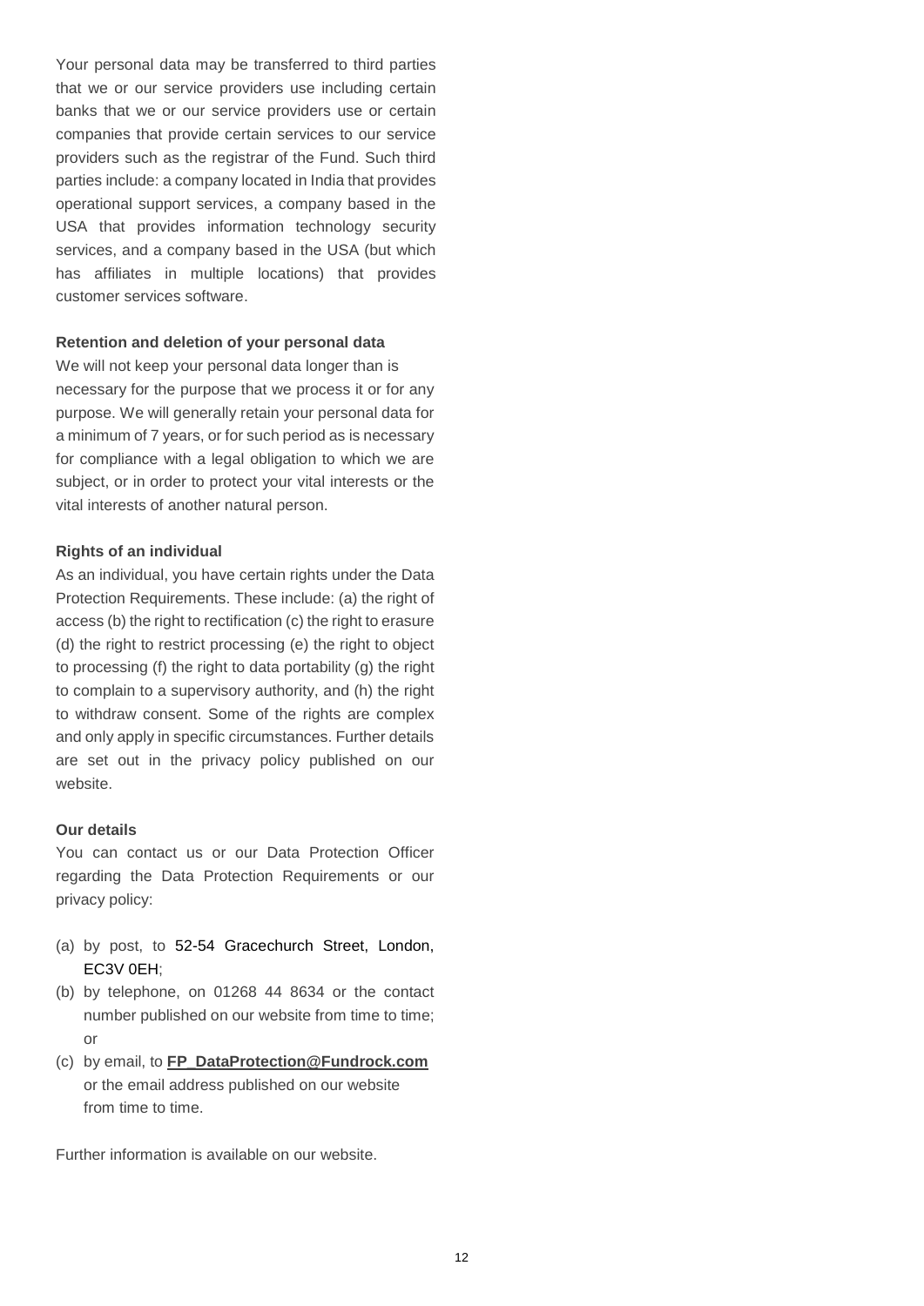Your personal data may be transferred to third parties that we or our service providers use including certain banks that we or our service providers use or certain companies that provide certain services to our service providers such as the registrar of the Fund. Such third parties include: a company located in India that provides operational support services, a company based in the USA that provides information technology security services, and a company based in the USA (but which has affiliates in multiple locations) that provides customer services software.

**Retention and deletion of your personal data**

We will not keep your personal data longer than is necessary for the purpose that we process it or for any purpose. We will generally retain your personal data for a minimum of 7 years, or for such period as is necessary for compliance with a legal obligation to which we are subject, or in order to protect your vital interests or the vital interests of another natural person.

**Rights of an individual**

As an individual, you have certain rights under the Data Protection Requirements. These include: (a) the right of access (b) the right to rectification (c) the right to erasure (d) the right to restrict processing (e) the right to object to processing (f) the right to data portability (g) the right to complain to a supervisory authority, and (h) the right to withdraw consent. Some of the rights are complex and only apply in specific circumstances. Further details are set out in the privacy policy published on our website.

**Our details**

You can contact us or our Data Protection Officer regarding the Data Protection Requirements or our privacy policy:

(a) by post, to 52-54 Gracechurch Street, London, EC3V 0EH;

(b) by telephone, on 01268 44 8634 or the contact number published on our website from time to time; or

(c) by email, to **FP_DataProtection@Fundrock.com** or the email address published on our website from time to time.

Further information is available on our website.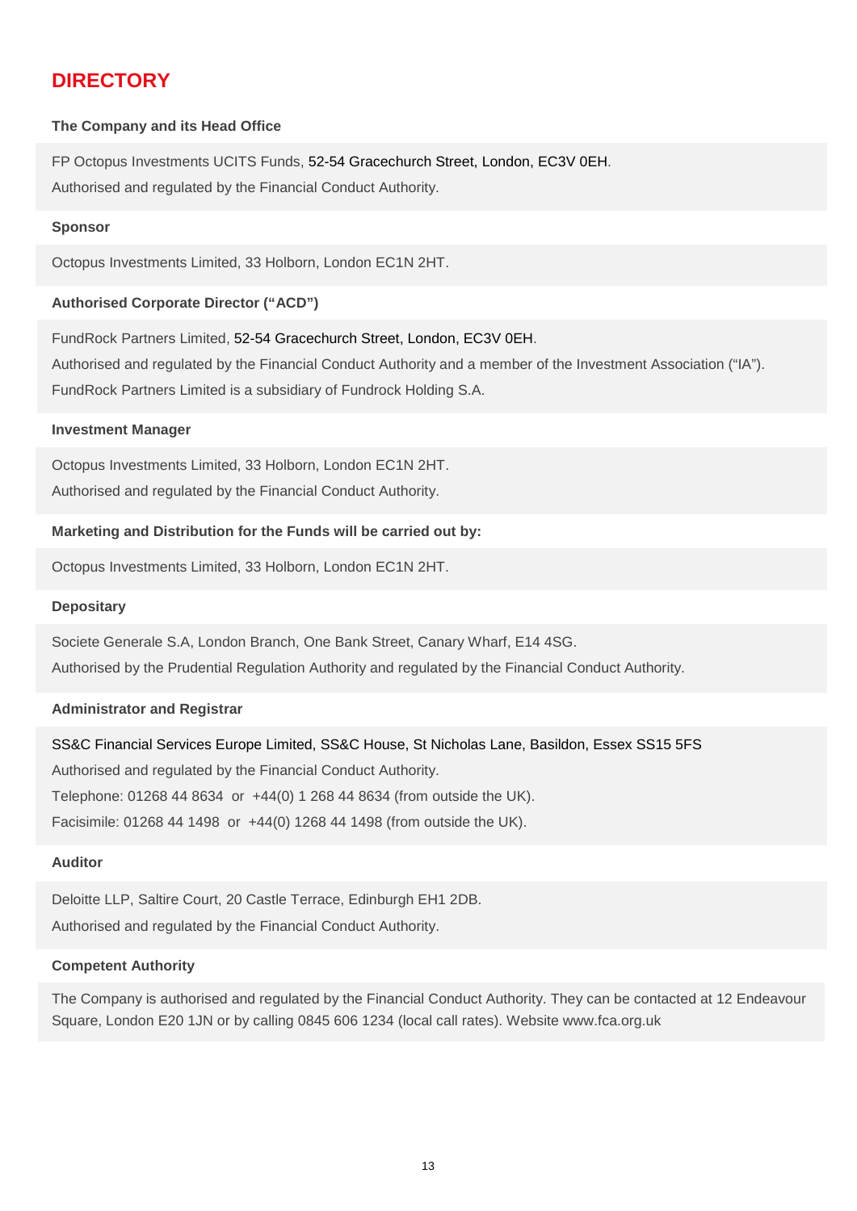# DIRECTORY

**The Company and its Head Office**

FP Octopus Investments UCITS Funds, 52-54 Gracechurch Street, London, EC3V 0EH.

Authorised and regulated by the Financial Conduct Authority.

**Sponsor**

Octopus Investments Limited, 33 Holborn, London EC1N 2HT.

**Authorised Corporate Director ("ACD")**

FundRock Partners Limited, 52-54 Gracechurch Street, London, EC3V 0EH.

Authorised and regulated by the Financial Conduct Authority and a member of the Investment Association ("IA").

FundRock Partners Limited is a subsidiary of Fundrock Holding S.A.

**Investment Manager**

Octopus Investments Limited, 33 Holborn, London EC1N 2HT.

Authorised and regulated by the Financial Conduct Authority.

**Marketing and Distribution for the Funds will be carried out by:**

Octopus Investments Limited, 33 Holborn, London EC1N 2HT.

**Depositary**

Societe Generale S.A, London Branch, One Bank Street, Canary Wharf, E14 4SG.

Authorised by the Prudential Regulation Authority and regulated by the Financial Conduct Authority.

**Administrator and Registrar**

SS&C Financial Services Europe Limited, SS&C House, St Nicholas Lane, Basildon, Essex SS15 5FS

Authorised and regulated by the Financial Conduct Authority.

Telephone: 01268 44 8634 or +44(0) 1 268 44 8634 (from outside the UK).

Facisimile: 01268 44 1498 or +44(0) 1268 44 1498 (from outside the UK).

**Auditor**

Deloitte LLP, Saltire Court, 20 Castle Terrace, Edinburgh EH1 2DB.

Authorised and regulated by the Financial Conduct Authority.

**Competent Authority**

The Company is authorised and regulated by the Financial Conduct Authority. They can be contacted at 12 Endeavour Square, London E20 1JN or by calling 0845 606 1234 (local call rates). Website www.fca.org.uk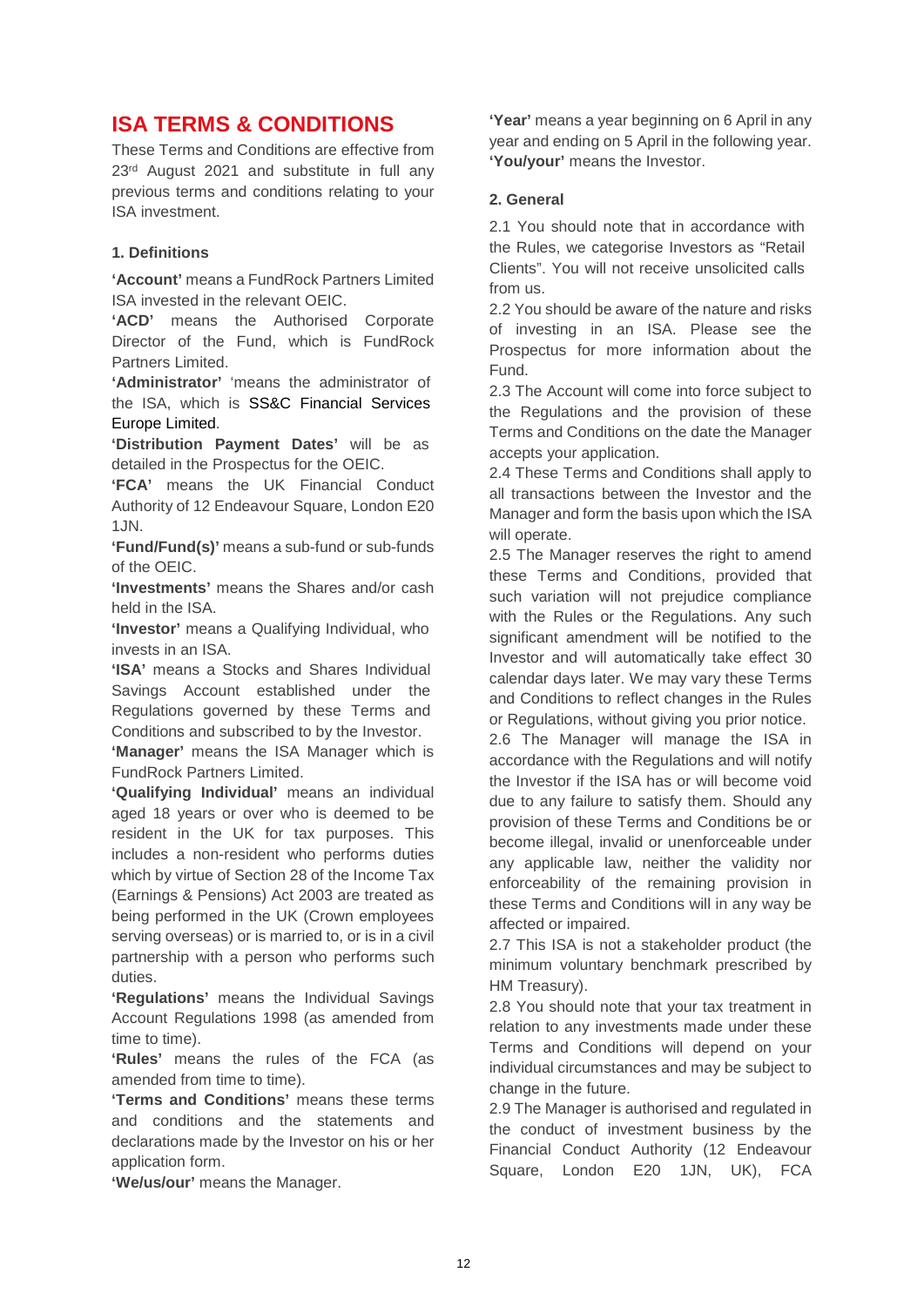# ISA TERMS & CONDITIONS

These Terms and Conditions are effective from 23rd August 2021 and substitute in full any previous terms and conditions relating to your ISA investment.

### 1. Definitions

**'Account'** means a FundRock Partners Limited ISA invested in the relevant OEIC.

**'ACD'** means the Authorised Corporate Director of the Fund, which is FundRock Partners Limited.

**'Administrator'** 'means the administrator of the ISA, which is SS&C Financial Services Europe Limited.

**'Distribution Payment Dates'** will be as detailed in the Prospectus for the OEIC.

**'FCA'** means the UK Financial Conduct Authority of 12 Endeavour Square, London E20 1JN.

**'Fund/Fund(s)'** means a sub-fund or sub-funds of the OEIC.

**'Investments'** means the Shares and/or cash held in the ISA.

**'Investor'** means a Qualifying Individual, who invests in an ISA.

**'ISA'** means a Stocks and Shares Individual Savings Account established under the Regulations governed by these Terms and Conditions and subscribed to by the Investor.

**'Manager'** means the ISA Manager which is FundRock Partners Limited.

**'Qualifying Individual'** means an individual aged 18 years or over who is deemed to be resident in the UK for tax purposes. This includes a non-resident who performs duties which by virtue of Section 28 of the Income Tax (Earnings & Pensions) Act 2003 are treated as being performed in the UK (Crown employees serving overseas) or is married to, or is in a civil partnership with a person who performs such duties.

**'Regulations'** means the Individual Savings Account Regulations 1998 (as amended from time to time).

**'Rules'** means the rules of the FCA (as amended from time to time).

**'Terms and Conditions'** means these terms and conditions and the statements and declarations made by the Investor on his or her application form.

**'We/us/our'** means the Manager.

**'Year'** means a year beginning on 6 April in any year and ending on 5 April in the following year.

**'You/your'** means the Investor.

### 2. General

2.1 You should note that in accordance with the Rules, we categorise Investors as "Retail Clients". You will not receive unsolicited calls from us.

2.2 You should be aware of the nature and risks of investing in an ISA. Please see the Prospectus for more information about the Fund.

2.3 The Account will come into force subject to the Regulations and the provision of these Terms and Conditions on the date the Manager accepts your application.

2.4 These Terms and Conditions shall apply to all transactions between the Investor and the Manager and form the basis upon which the ISA will operate.

2.5 The Manager reserves the right to amend these Terms and Conditions, provided that such variation will not prejudice compliance with the Rules or the Regulations. Any such significant amendment will be notified to the Investor and will automatically take effect 30 calendar days later. We may vary these Terms and Conditions to reflect changes in the Rules or Regulations, without giving you prior notice.

2.6 The Manager will manage the ISA in accordance with the Regulations and will notify the Investor if the ISA has or will become void due to any failure to satisfy them. Should any provision of these Terms and Conditions be or become illegal, invalid or unenforceable under any applicable law, neither the validity nor enforceability of the remaining provision in these Terms and Conditions will in any way be affected or impaired.

2.7 This ISA is not a stakeholder product (the minimum voluntary benchmark prescribed by HM Treasury).

2.8 You should note that your tax treatment in relation to any investments made under these Terms and Conditions will depend on your individual circumstances and may be subject to change in the future.

2.9 The Manager is authorised and regulated in the conduct of investment business by the Financial Conduct Authority (12 Endeavour Square, London E20 1JN, UK), FCA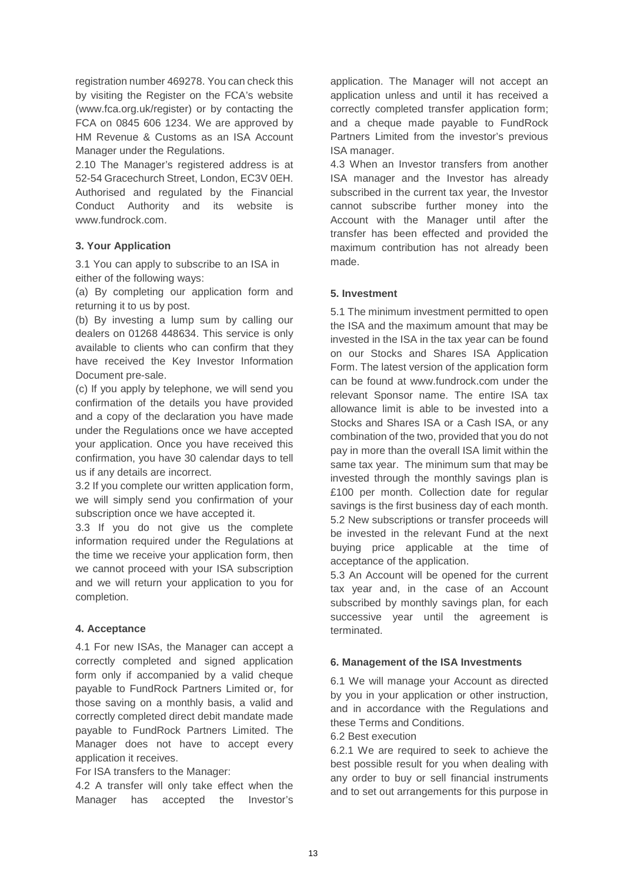registration number 469278. You can check this by visiting the Register on the FCA's website (www.fca.org.uk/register) or by contacting the FCA on 0845 606 1234. We are approved by HM Revenue & Customs as an ISA Account Manager under the Regulations.

2.10 The Manager's registered address is at 52-54 Gracechurch Street, London, EC3V 0EH. Authorised and regulated by the Financial Conduct Authority and its website is www.fundrock.com.

### 3. Your Application

3.1 You can apply to subscribe to an ISA in either of the following ways:

(a) By completing our application form and returning it to us by post.

(b) By investing a lump sum by calling our dealers on 01268 448634. This service is only available to clients who can confirm that they have received the Key Investor Information Document pre-sale.

(c) If you apply by telephone, we will send you confirmation of the details you have provided and a copy of the declaration you have made under the Regulations once we have accepted your application. Once you have received this confirmation, you have 30 calendar days to tell us if any details are incorrect.

3.2 If you complete our written application form, we will simply send you confirmation of your subscription once we have accepted it.

3.3 If you do not give us the complete information required under the Regulations at the time we receive your application form, then we cannot proceed with your ISA subscription and we will return your application to you for completion.

### 4. Acceptance

4.1 For new ISAs, the Manager can accept a correctly completed and signed application form only if accompanied by a valid cheque payable to FundRock Partners Limited or, for those saving on a monthly basis, a valid and correctly completed direct debit mandate made payable to FundRock Partners Limited. The Manager does not have to accept every application it receives.

For ISA transfers to the Manager:

4.2 A transfer will only take effect when the Manager has accepted the Investor's application. The Manager will not accept an application unless and until it has received a correctly completed transfer application form; and a cheque made payable to FundRock Partners Limited from the investor's previous ISA manager.

4.3 When an Investor transfers from another ISA manager and the Investor has already subscribed in the current tax year, the Investor cannot subscribe further money into the Account with the Manager until after the transfer has been effected and provided the maximum contribution has not already been made.

### 5. Investment

5.1 The minimum investment permitted to open the ISA and the maximum amount that may be invested in the ISA in the tax year can be found on our Stocks and Shares ISA Application Form. The latest version of the application form can be found at www.fundrock.com under the relevant Sponsor name. The entire ISA tax allowance limit is able to be invested into a Stocks and Shares ISA or a Cash ISA, or any combination of the two, provided that you do not pay in more than the overall ISA limit within the same tax year. The minimum sum that may be invested through the monthly savings plan is £100 per month. Collection date for regular savings is the first business day of each month.

5.2 New subscriptions or transfer proceeds will be invested in the relevant Fund at the next buying price applicable at the time of acceptance of the application.

5.3 An Account will be opened for the current tax year and, in the case of an Account subscribed by monthly savings plan, for each successive year until the agreement is terminated.

### 6. Management of the ISA Investments

6.1 We will manage your Account as directed by you in your application or other instruction, and in accordance with the Regulations and these Terms and Conditions.

6.2 Best execution

6.2.1 We are required to seek to achieve the best possible result for you when dealing with any order to buy or sell financial instruments and to set out arrangements for this purpose in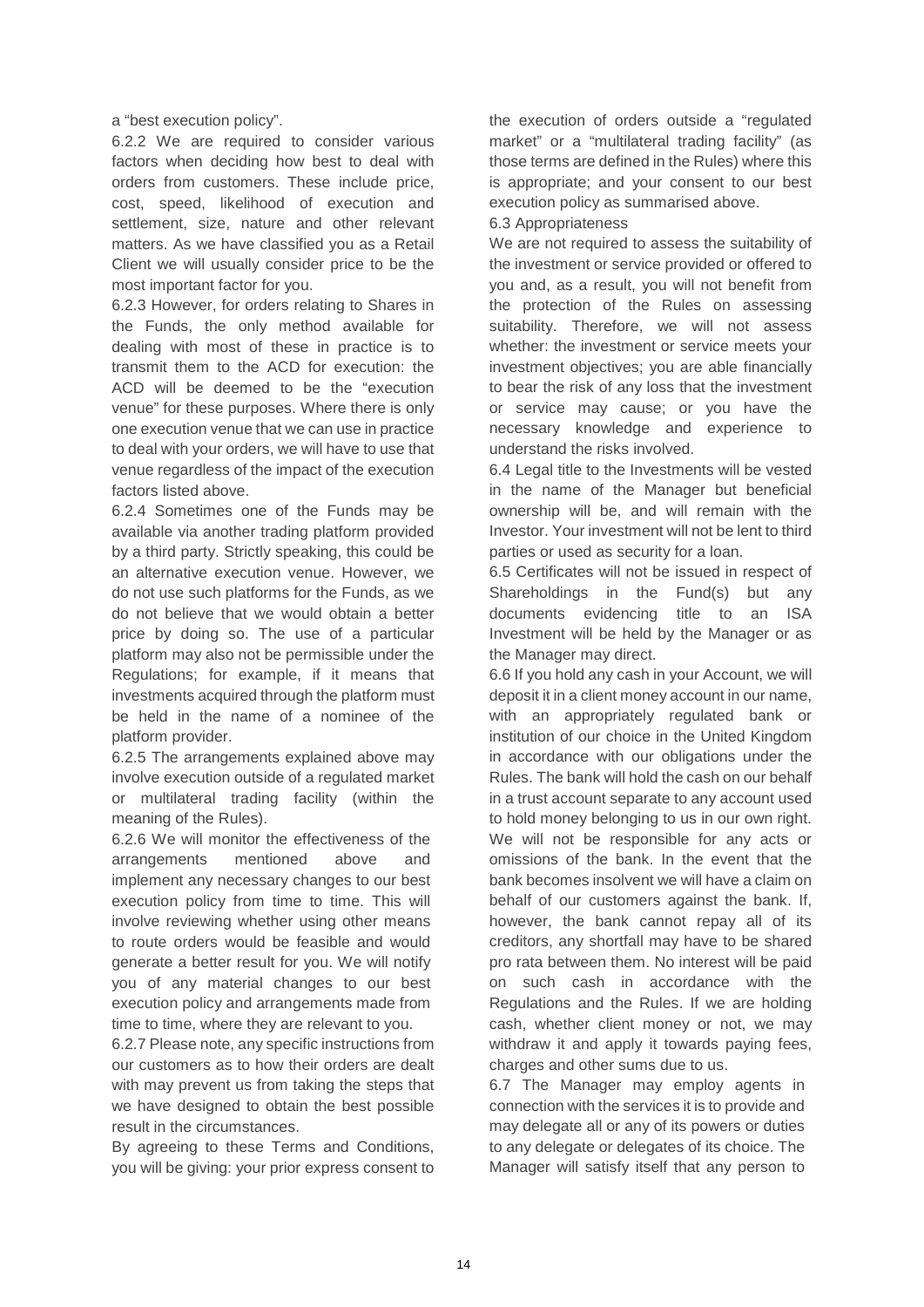a "best execution policy".

6.2.2 We are required to consider various factors when deciding how best to deal with orders from customers. These include price, cost, speed, likelihood of execution and settlement, size, nature and other relevant matters. As we have classified you as a Retail Client we will usually consider price to be the most important factor for you.

6.2.3 However, for orders relating to Shares in the Funds, the only method available for dealing with most of these in practice is to transmit them to the ACD for execution: the ACD will be deemed to be the "execution venue" for these purposes. Where there is only one execution venue that we can use in practice to deal with your orders, we will have to use that venue regardless of the impact of the execution factors listed above.

6.2.4 Sometimes one of the Funds may be available via another trading platform provided by a third party. Strictly speaking, this could be an alternative execution venue. However, we do not use such platforms for the Funds, as we do not believe that we would obtain a better price by doing so. The use of a particular platform may also not be permissible under the Regulations; for example, if it means that investments acquired through the platform must be held in the name of a nominee of the platform provider.

6.2.5 The arrangements explained above may involve execution outside of a regulated market or multilateral trading facility (within the meaning of the Rules).

6.2.6 We will monitor the effectiveness of the arrangements mentioned above and implement any necessary changes to our best execution policy from time to time. This will involve reviewing whether using other means to route orders would be feasible and would generate a better result for you. We will notify you of any material changes to our best execution policy and arrangements made from time to time, where they are relevant to you.

6.2.7 Please note, any specific instructions from our customers as to how their orders are dealt with may prevent us from taking the steps that we have designed to obtain the best possible result in the circumstances.

By agreeing to these Terms and Conditions, you will be giving: your prior express consent to the execution of orders outside a "regulated market" or a "multilateral trading facility" (as those terms are defined in the Rules) where this is appropriate; and your consent to our best execution policy as summarised above.

6.3 Appropriateness

We are not required to assess the suitability of the investment or service provided or offered to you and, as a result, you will not benefit from the protection of the Rules on assessing suitability. Therefore, we will not assess whether: the investment or service meets your investment objectives; you are able financially to bear the risk of any loss that the investment or service may cause; or you have the necessary knowledge and experience to understand the risks involved.

6.4 Legal title to the Investments will be vested in the name of the Manager but beneficial ownership will be, and will remain with the Investor. Your investment will not be lent to third parties or used as security for a loan.

6.5 Certificates will not be issued in respect of Shareholdings in the Fund(s) but any documents evidencing title to an ISA Investment will be held by the Manager or as the Manager may direct.

6.6 If you hold any cash in your Account, we will deposit it in a client money account in our name, with an appropriately regulated bank or institution of our choice in the United Kingdom in accordance with our obligations under the Rules. The bank will hold the cash on our behalf in a trust account separate to any account used to hold money belonging to us in our own right. We will not be responsible for any acts or omissions of the bank. In the event that the bank becomes insolvent we will have a claim on behalf of our customers against the bank. If, however, the bank cannot repay all of its creditors, any shortfall may have to be shared pro rata between them. No interest will be paid on such cash in accordance with the Regulations and the Rules. If we are holding cash, whether client money or not, we may withdraw it and apply it towards paying fees, charges and other sums due to us.

6.7 The Manager may employ agents in connection with the services it is to provide and may delegate all or any of its powers or duties to any delegate or delegates of its choice. The Manager will satisfy itself that any person to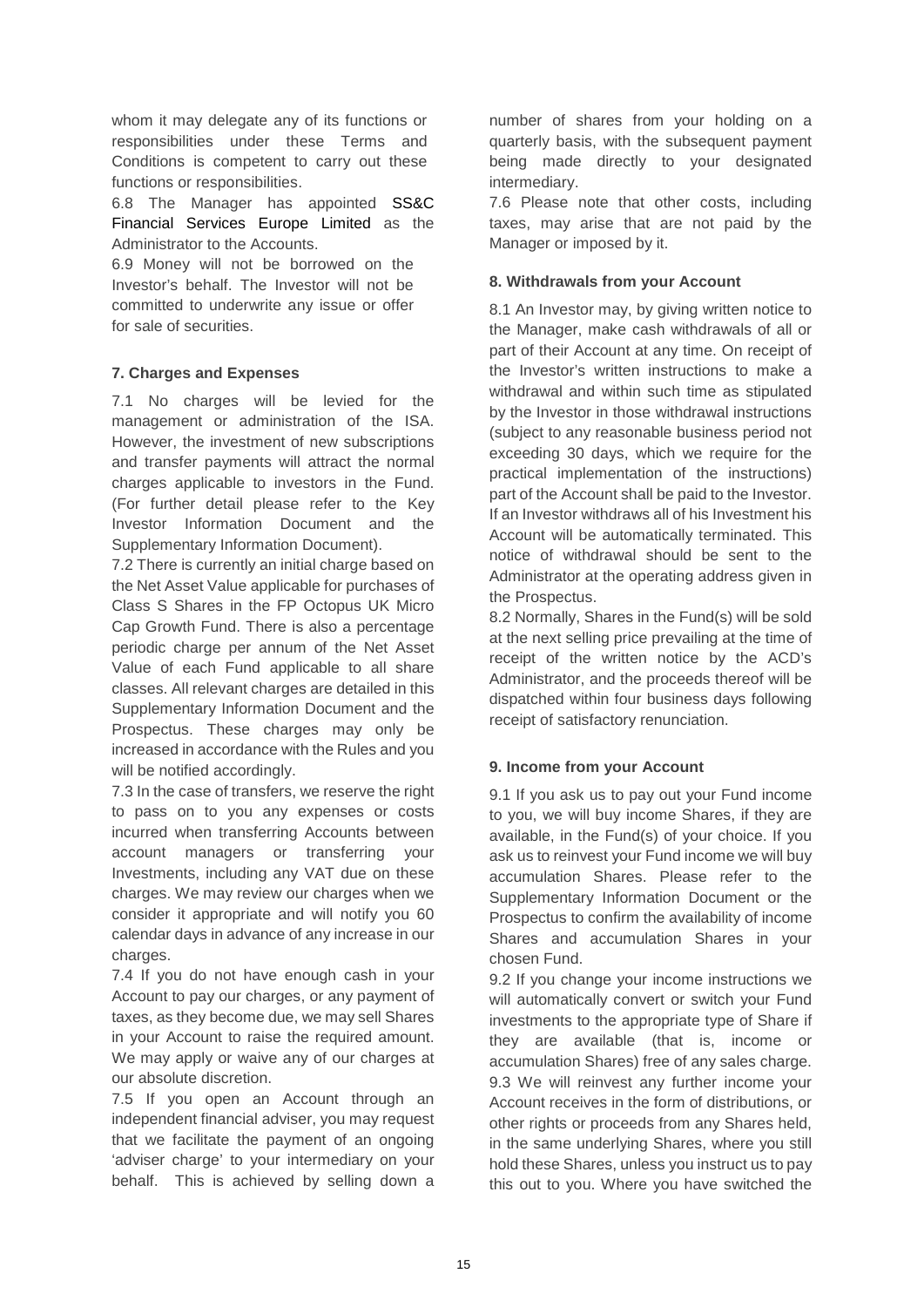whom it may delegate any of its functions or responsibilities under these Terms and Conditions is competent to carry out these functions or responsibilities.

6.8 The Manager has appointed SS&C Financial Services Europe Limited as the Administrator to the Accounts.

6.9 Money will not be borrowed on the Investor's behalf. The Investor will not be committed to underwrite any issue or offer for sale of securities.

**7. Charges and Expenses**

7.1 No charges will be levied for the management or administration of the ISA. However, the investment of new subscriptions and transfer payments will attract the normal charges applicable to investors in the Fund. (For further detail please refer to the Key Investor Information Document and the Supplementary Information Document).

7.2 There is currently an initial charge based on the Net Asset Value applicable for purchases of Class S Shares in the FP Octopus UK Micro Cap Growth Fund. There is also a percentage periodic charge per annum of the Net Asset Value of each Fund applicable to all share classes. All relevant charges are detailed in this Supplementary Information Document and the Prospectus. These charges may only be increased in accordance with the Rules and you will be notified accordingly.

7.3 In the case of transfers, we reserve the right to pass on to you any expenses or costs incurred when transferring Accounts between account managers or transferring your Investments, including any VAT due on these charges. We may review our charges when we consider it appropriate and will notify you 60 calendar days in advance of any increase in our charges.

7.4 If you do not have enough cash in your Account to pay our charges, or any payment of taxes, as they become due, we may sell Shares in your Account to raise the required amount. We may apply or waive any of our charges at our absolute discretion.

7.5 If you open an Account through an independent financial adviser, you may request that we facilitate the payment of an ongoing 'adviser charge' to your intermediary on your behalf. This is achieved by selling down a number of shares from your holding on a quarterly basis, with the subsequent payment being made directly to your designated intermediary.

7.6 Please note that other costs, including taxes, may arise that are not paid by the Manager or imposed by it.

**8. Withdrawals from your Account**

8.1 An Investor may, by giving written notice to the Manager, make cash withdrawals of all or part of their Account at any time. On receipt of the Investor's written instructions to make a withdrawal and within such time as stipulated by the Investor in those withdrawal instructions (subject to any reasonable business period not exceeding 30 days, which we require for the practical implementation of the instructions) part of the Account shall be paid to the Investor. If an Investor withdraws all of his Investment his Account will be automatically terminated. This notice of withdrawal should be sent to the Administrator at the operating address given in the Prospectus.

8.2 Normally, Shares in the Fund(s) will be sold at the next selling price prevailing at the time of receipt of the written notice by the ACD's Administrator, and the proceeds thereof will be dispatched within four business days following receipt of satisfactory renunciation.

**9. Income from your Account**

9.1 If you ask us to pay out your Fund income to you, we will buy income Shares, if they are available, in the Fund(s) of your choice. If you ask us to reinvest your Fund income we will buy accumulation Shares. Please refer to the Supplementary Information Document or the Prospectus to confirm the availability of income Shares and accumulation Shares in your chosen Fund.

9.2 If you change your income instructions we will automatically convert or switch your Fund investments to the appropriate type of Share if they are available (that is, income or accumulation Shares) free of any sales charge.

9.3 We will reinvest any further income your Account receives in the form of distributions, or other rights or proceeds from any Shares held, in the same underlying Shares, where you still hold these Shares, unless you instruct us to pay this out to you. Where you have switched the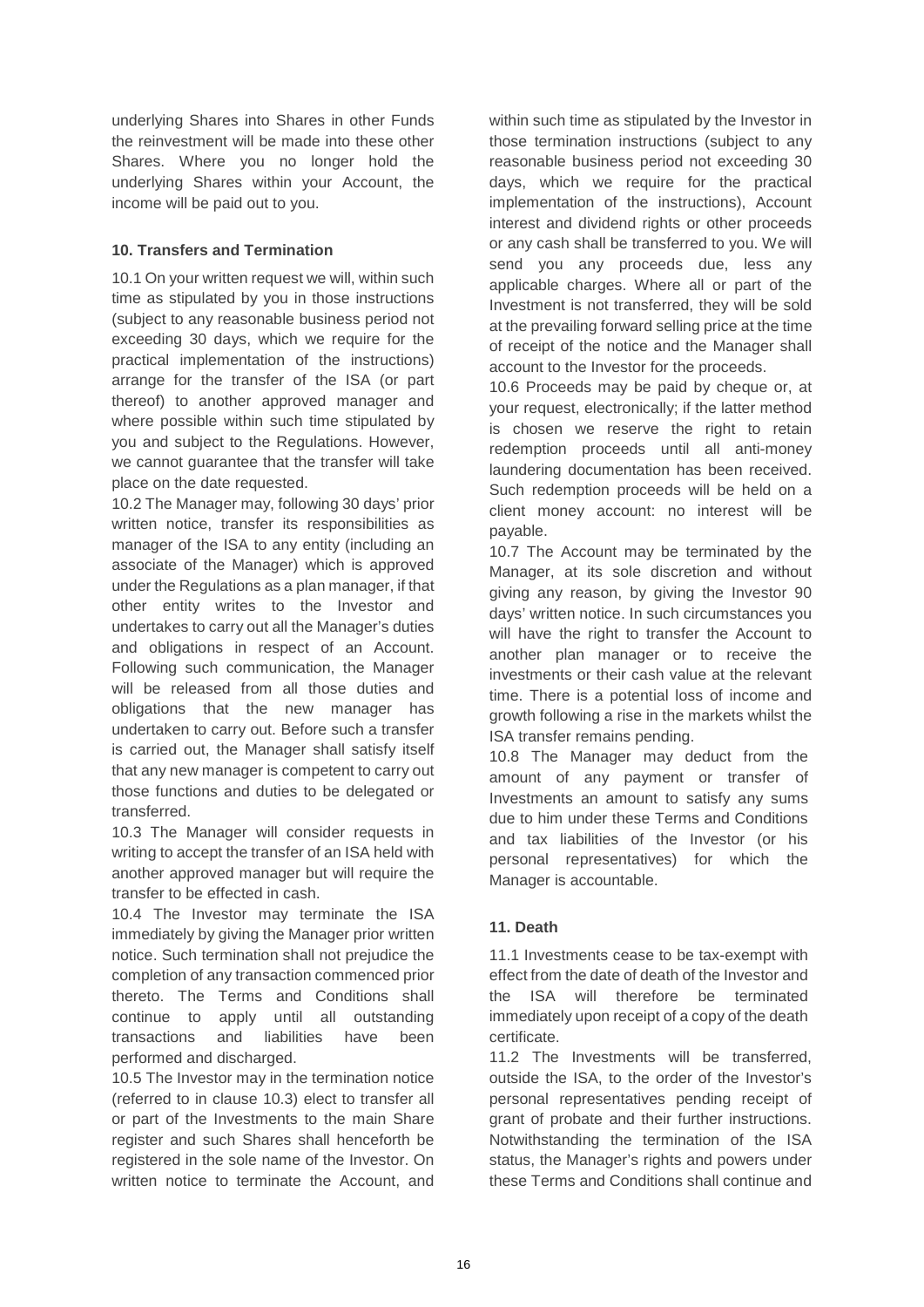underlying Shares into Shares in other Funds the reinvestment will be made into these other Shares. Where you no longer hold the underlying Shares within your Account, the income will be paid out to you.

**10. Transfers and Termination**

10.1 On your written request we will, within such time as stipulated by you in those instructions (subject to any reasonable business period not exceeding 30 days, which we require for the practical implementation of the instructions) arrange for the transfer of the ISA (or part thereof) to another approved manager and where possible within such time stipulated by you and subject to the Regulations. However, we cannot guarantee that the transfer will take place on the date requested.

10.2 The Manager may, following 30 days' prior written notice, transfer its responsibilities as manager of the ISA to any entity (including an associate of the Manager) which is approved under the Regulations as a plan manager, if that other entity writes to the Investor and undertakes to carry out all the Manager's duties and obligations in respect of an Account. Following such communication, the Manager will be released from all those duties and obligations that the new manager has undertaken to carry out. Before such a transfer is carried out, the Manager shall satisfy itself that any new manager is competent to carry out those functions and duties to be delegated or transferred.

10.3 The Manager will consider requests in writing to accept the transfer of an ISA held with another approved manager but will require the transfer to be effected in cash.

10.4 The Investor may terminate the ISA immediately by giving the Manager prior written notice. Such termination shall not prejudice the completion of any transaction commenced prior thereto. The Terms and Conditions shall continue to apply until all outstanding transactions and liabilities have been performed and discharged.

10.5 The Investor may in the termination notice (referred to in clause 10.3) elect to transfer all or part of the Investments to the main Share register and such Shares shall henceforth be registered in the sole name of the Investor. On written notice to terminate the Account, and within such time as stipulated by the Investor in those termination instructions (subject to any reasonable business period not exceeding 30 days, which we require for the practical implementation of the instructions), Account interest and dividend rights or other proceeds or any cash shall be transferred to you. We will send you any proceeds due, less any applicable charges. Where all or part of the Investment is not transferred, they will be sold at the prevailing forward selling price at the time of receipt of the notice and the Manager shall account to the Investor for the proceeds.

10.6 Proceeds may be paid by cheque or, at your request, electronically; if the latter method is chosen we reserve the right to retain redemption proceeds until all anti-money laundering documentation has been received. Such redemption proceeds will be held on a client money account: no interest will be payable.

10.7 The Account may be terminated by the Manager, at its sole discretion and without giving any reason, by giving the Investor 90 days' written notice. In such circumstances you will have the right to transfer the Account to another plan manager or to receive the investments or their cash value at the relevant time. There is a potential loss of income and growth following a rise in the markets whilst the ISA transfer remains pending.

10.8 The Manager may deduct from the amount of any payment or transfer of Investments an amount to satisfy any sums due to him under these Terms and Conditions and tax liabilities of the Investor (or his personal representatives) for which the Manager is accountable.

**11. Death**

11.1 Investments cease to be tax-exempt with effect from the date of death of the Investor and the ISA will therefore be terminated immediately upon receipt of a copy of the death certificate.

11.2 The Investments will be transferred, outside the ISA, to the order of the Investor's personal representatives pending receipt of grant of probate and their further instructions. Notwithstanding the termination of the ISA status, the Manager's rights and powers under these Terms and Conditions shall continue and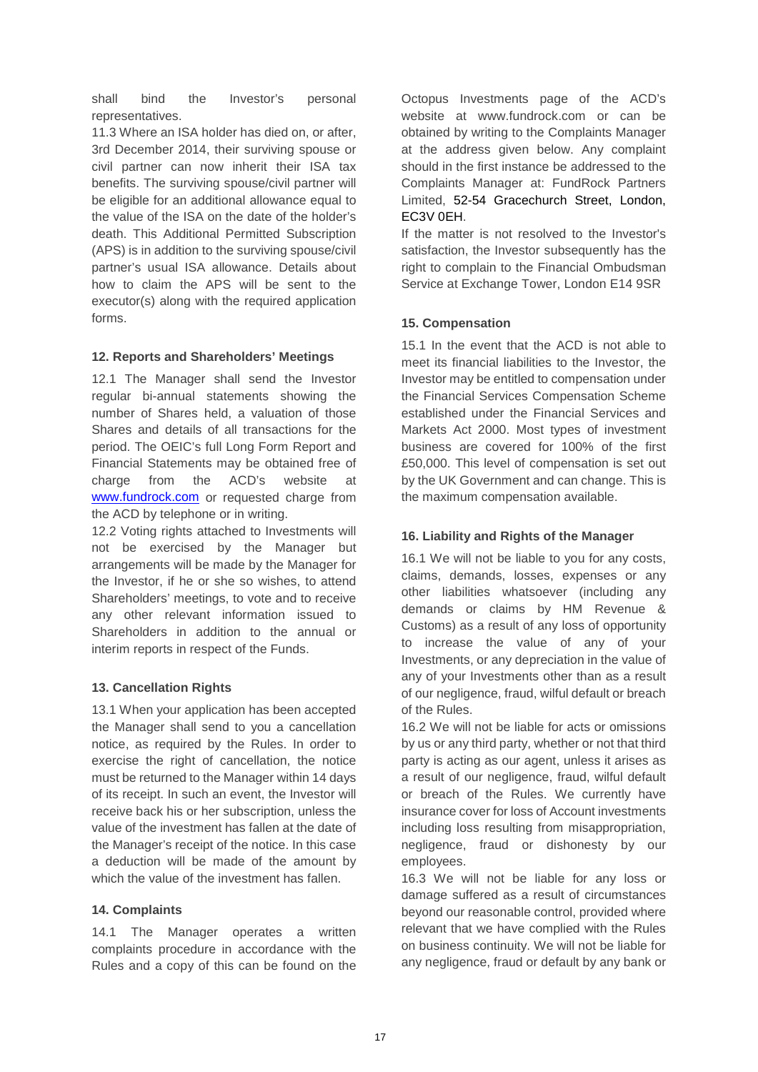shall bind the Investor's personal representatives.

11.3 Where an ISA holder has died on, or after, 3rd December 2014, their surviving spouse or civil partner can now inherit their ISA tax benefits. The surviving spouse/civil partner will be eligible for an additional allowance equal to the value of the ISA on the date of the holder's death. This Additional Permitted Subscription (APS) is in addition to the surviving spouse/civil partner's usual ISA allowance. Details about how to claim the APS will be sent to the executor(s) along with the required application forms.

#### 12. Reports and Shareholders' Meetings

12.1 The Manager shall send the Investor regular bi-annual statements showing the number of Shares held, a valuation of those Shares and details of all transactions for the period. The OEIC's full Long Form Report and Financial Statements may be obtained free of charge from the ACD's website at www.fundrock.com or requested charge from the ACD by telephone or in writing.

12.2 Voting rights attached to Investments will not be exercised by the Manager but arrangements will be made by the Manager for the Investor, if he or she so wishes, to attend Shareholders' meetings, to vote and to receive any other relevant information issued to Shareholders in addition to the annual or interim reports in respect of the Funds.

#### 13. Cancellation Rights

13.1 When your application has been accepted the Manager shall send to you a cancellation notice, as required by the Rules. In order to exercise the right of cancellation, the notice must be returned to the Manager within 14 days of its receipt. In such an event, the Investor will receive back his or her subscription, unless the value of the investment has fallen at the date of the Manager's receipt of the notice. In this case a deduction will be made of the amount by which the value of the investment has fallen.

#### 14. Complaints

14.1 The Manager operates a written complaints procedure in accordance with the Rules and a copy of this can be found on the Octopus Investments page of the ACD's website at www.fundrock.com or can be obtained by writing to the Complaints Manager at the address given below. Any complaint should in the first instance be addressed to the Complaints Manager at: FundRock Partners Limited, 52-54 Gracechurch Street, London, EC3V 0EH.

If the matter is not resolved to the Investor's satisfaction, the Investor subsequently has the right to complain to the Financial Ombudsman Service at Exchange Tower, London E14 9SR

#### 15. Compensation

15.1 In the event that the ACD is not able to meet its financial liabilities to the Investor, the Investor may be entitled to compensation under the Financial Services Compensation Scheme established under the Financial Services and Markets Act 2000. Most types of investment business are covered for 100% of the first £50,000. This level of compensation is set out by the UK Government and can change. This is the maximum compensation available.

#### 16. Liability and Rights of the Manager

16.1 We will not be liable to you for any costs, claims, demands, losses, expenses or any other liabilities whatsoever (including any demands or claims by HM Revenue & Customs) as a result of any loss of opportunity to increase the value of any of your Investments, or any depreciation in the value of any of your Investments other than as a result of our negligence, fraud, wilful default or breach of the Rules.

16.2 We will not be liable for acts or omissions by us or any third party, whether or not that third party is acting as our agent, unless it arises as a result of our negligence, fraud, wilful default or breach of the Rules. We currently have insurance cover for loss of Account investments including loss resulting from misappropriation, negligence, fraud or dishonesty by our employees.

16.3 We will not be liable for any loss or damage suffered as a result of circumstances beyond our reasonable control, provided where relevant that we have complied with the Rules on business continuity. We will not be liable for any negligence, fraud or default by any bank or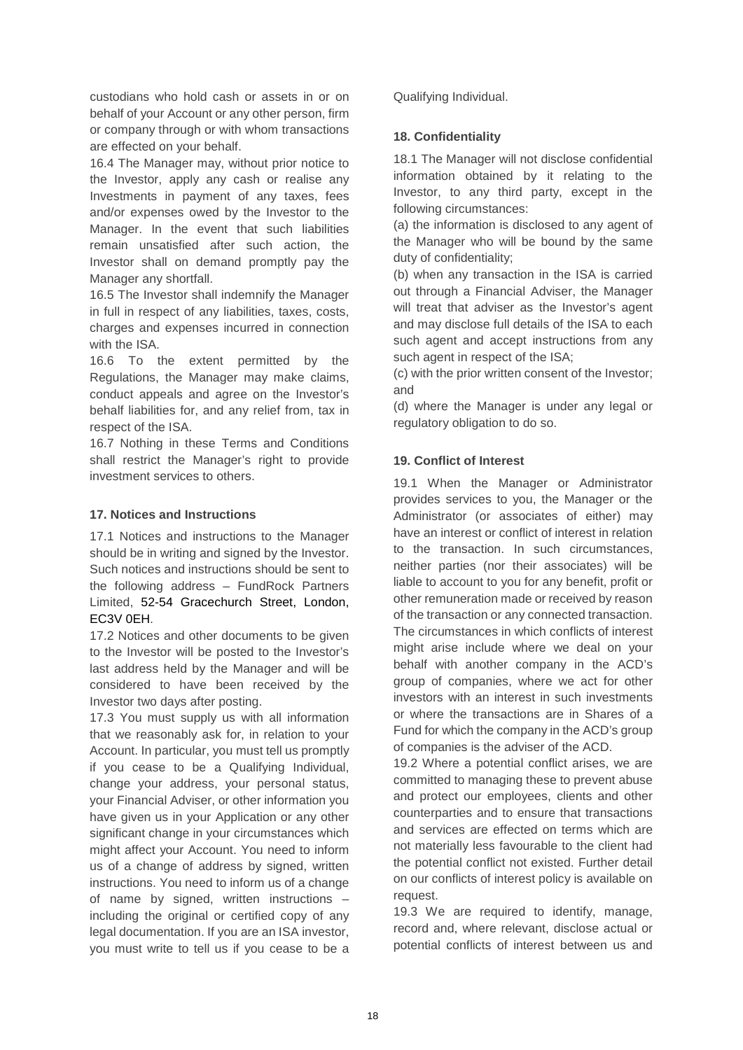custodians who hold cash or assets in or on behalf of your Account or any other person, firm or company through or with whom transactions are effected on your behalf.

16.4 The Manager may, without prior notice to the Investor, apply any cash or realise any Investments in payment of any taxes, fees and/or expenses owed by the Investor to the Manager. In the event that such liabilities remain unsatisfied after such action, the Investor shall on demand promptly pay the Manager any shortfall.

16.5 The Investor shall indemnify the Manager in full in respect of any liabilities, taxes, costs, charges and expenses incurred in connection with the ISA.

16.6 To the extent permitted by the Regulations, the Manager may make claims, conduct appeals and agree on the Investor's behalf liabilities for, and any relief from, tax in respect of the ISA.

16.7 Nothing in these Terms and Conditions shall restrict the Manager's right to provide investment services to others.

**17. Notices and Instructions**

17.1 Notices and instructions to the Manager should be in writing and signed by the Investor. Such notices and instructions should be sent to the following address – FundRock Partners Limited, 52-54 Gracechurch Street, London, EC3V 0EH.

17.2 Notices and other documents to be given to the Investor will be posted to the Investor's last address held by the Manager and will be considered to have been received by the Investor two days after posting.

17.3 You must supply us with all information that we reasonably ask for, in relation to your Account. In particular, you must tell us promptly if you cease to be a Qualifying Individual, change your address, your personal status, your Financial Adviser, or other information you have given us in your Application or any other significant change in your circumstances which might affect your Account. You need to inform us of a change of address by signed, written instructions. You need to inform us of a change of name by signed, written instructions – including the original or certified copy of any legal documentation. If you are an ISA investor, you must write to tell us if you cease to be a Qualifying Individual.

**18. Confidentiality**

18.1 The Manager will not disclose confidential information obtained by it relating to the Investor, to any third party, except in the following circumstances:

(a) the information is disclosed to any agent of the Manager who will be bound by the same duty of confidentiality;

(b) when any transaction in the ISA is carried out through a Financial Adviser, the Manager will treat that adviser as the Investor's agent and may disclose full details of the ISA to each such agent and accept instructions from any such agent in respect of the ISA;

(c) with the prior written consent of the Investor; and

(d) where the Manager is under any legal or regulatory obligation to do so.

**19. Conflict of Interest**

19.1 When the Manager or Administrator provides services to you, the Manager or the Administrator (or associates of either) may have an interest or conflict of interest in relation to the transaction. In such circumstances, neither parties (nor their associates) will be liable to account to you for any benefit, profit or other remuneration made or received by reason of the transaction or any connected transaction. The circumstances in which conflicts of interest might arise include where we deal on your behalf with another company in the ACD's group of companies, where we act for other investors with an interest in such investments or where the transactions are in Shares of a Fund for which the company in the ACD's group of companies is the adviser of the ACD.

19.2 Where a potential conflict arises, we are committed to managing these to prevent abuse and protect our employees, clients and other counterparties and to ensure that transactions and services are effected on terms which are not materially less favourable to the client had the potential conflict not existed. Further detail on our conflicts of interest policy is available on request.

19.3 We are required to identify, manage, record and, where relevant, disclose actual or potential conflicts of interest between us and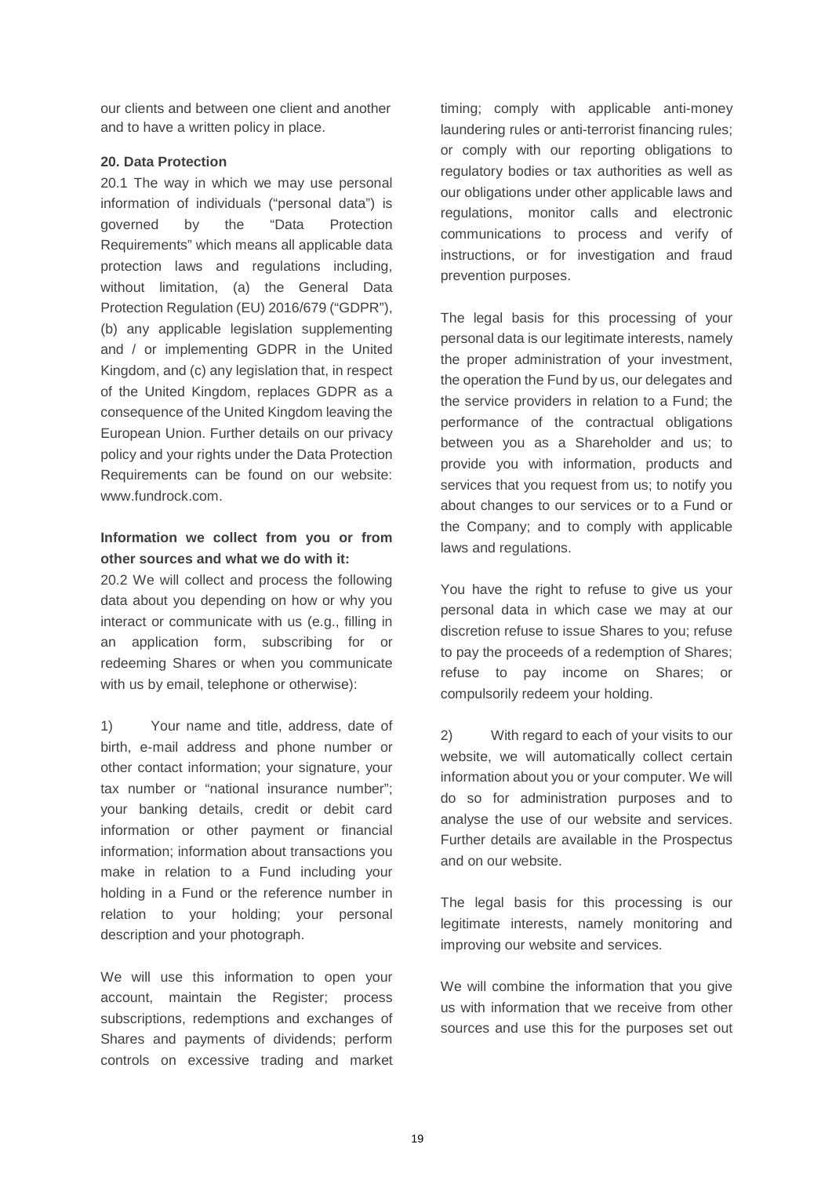our clients and between one client and another and to have a written policy in place.

**20. Data Protection**

20.1 The way in which we may use personal information of individuals ("personal data") is governed by the "Data Protection Requirements" which means all applicable data protection laws and regulations including, without limitation, (a) the General Data Protection Regulation (EU) 2016/679 ("GDPR"), (b) any applicable legislation supplementing and / or implementing GDPR in the United Kingdom, and (c) any legislation that, in respect of the United Kingdom, replaces GDPR as a consequence of the United Kingdom leaving the European Union. Further details on our privacy policy and your rights under the Data Protection Requirements can be found on our website: www.fundrock.com.

**Information we collect from you or from other sources and what we do with it:**

20.2 We will collect and process the following data about you depending on how or why you interact or communicate with us (e.g., filling in an application form, subscribing for or redeeming Shares or when you communicate with us by email, telephone or otherwise):

1) Your name and title, address, date of birth, e-mail address and phone number or other contact information; your signature, your tax number or "national insurance number"; your banking details, credit or debit card information or other payment or financial information; information about transactions you make in relation to a Fund including your holding in a Fund or the reference number in relation to your holding; your personal description and your photograph.

We will use this information to open your account, maintain the Register; process subscriptions, redemptions and exchanges of Shares and payments of dividends; perform controls on excessive trading and market timing; comply with applicable anti-money laundering rules or anti-terrorist financing rules; or comply with our reporting obligations to regulatory bodies or tax authorities as well as our obligations under other applicable laws and regulations, monitor calls and electronic communications to process and verify of instructions, or for investigation and fraud prevention purposes.

The legal basis for this processing of your personal data is our legitimate interests, namely the proper administration of your investment, the operation the Fund by us, our delegates and the service providers in relation to a Fund; the performance of the contractual obligations between you as a Shareholder and us; to provide you with information, products and services that you request from us; to notify you about changes to our services or to a Fund or the Company; and to comply with applicable laws and regulations.

You have the right to refuse to give us your personal data in which case we may at our discretion refuse to issue Shares to you; refuse to pay the proceeds of a redemption of Shares; refuse to pay income on Shares; or compulsorily redeem your holding.

2) With regard to each of your visits to our website, we will automatically collect certain information about you or your computer. We will do so for administration purposes and to analyse the use of our website and services. Further details are available in the Prospectus and on our website.

The legal basis for this processing is our legitimate interests, namely monitoring and improving our website and services.

We will combine the information that you give us with information that we receive from other sources and use this for the purposes set out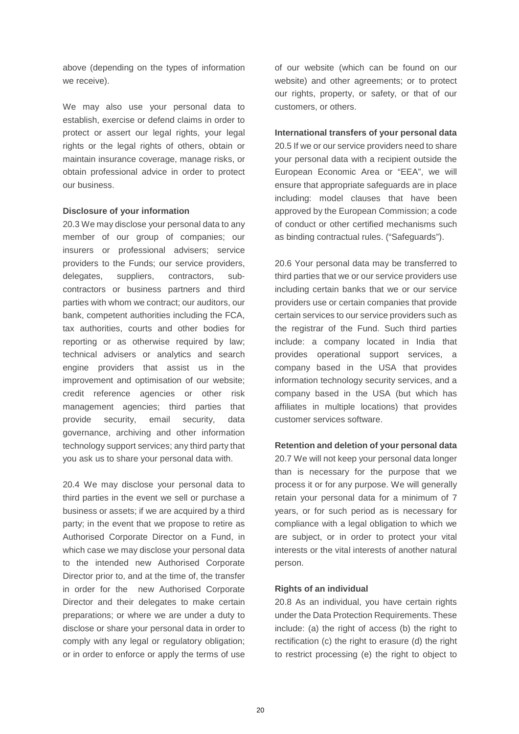above (depending on the types of information we receive).

We may also use your personal data to establish, exercise or defend claims in order to protect or assert our legal rights, your legal rights or the legal rights of others, obtain or maintain insurance coverage, manage risks, or obtain professional advice in order to protect our business.

**Disclosure of your information**

20.3 We may disclose your personal data to any member of our group of companies; our insurers or professional advisers; service providers to the Funds; our service providers, delegates, suppliers, contractors, sub-contractors or business partners and third parties with whom we contract; our auditors, our bank, competent authorities including the FCA, tax authorities, courts and other bodies for reporting or as otherwise required by law; technical advisers or analytics and search engine providers that assist us in the improvement and optimisation of our website; credit reference agencies or other risk management agencies; third parties that provide security, email security, data governance, archiving and other information technology support services; any third party that you ask us to share your personal data with.

20.4 We may disclose your personal data to third parties in the event we sell or purchase a business or assets; if we are acquired by a third party; in the event that we propose to retire as Authorised Corporate Director on a Fund, in which case we may disclose your personal data to the intended new Authorised Corporate Director prior to, and at the time of, the transfer in order for the new Authorised Corporate Director and their delegates to make certain preparations; or where we are under a duty to disclose or share your personal data in order to comply with any legal or regulatory obligation; or in order to enforce or apply the terms of use of our website (which can be found on our website) and other agreements; or to protect our rights, property, or safety, or that of our customers, or others.

**International transfers of your personal data**

20.5 If we or our service providers need to share your personal data with a recipient outside the European Economic Area or "EEA", we will ensure that appropriate safeguards are in place including: model clauses that have been approved by the European Commission; a code of conduct or other certified mechanisms such as binding contractual rules. ("Safeguards").

20.6 Your personal data may be transferred to third parties that we or our service providers use including certain banks that we or our service providers use or certain companies that provide certain services to our service providers such as the registrar of the Fund. Such third parties include: a company located in India that provides operational support services, a company based in the USA that provides information technology security services, and a company based in the USA (but which has affiliates in multiple locations) that provides customer services software.

**Retention and deletion of your personal data**

20.7 We will not keep your personal data longer than is necessary for the purpose that we process it or for any purpose. We will generally retain your personal data for a minimum of 7 years, or for such period as is necessary for compliance with a legal obligation to which we are subject, or in order to protect your vital interests or the vital interests of another natural person.

**Rights of an individual**

20.8 As an individual, you have certain rights under the Data Protection Requirements. These include: (a) the right of access (b) the right to rectification (c) the right to erasure (d) the right to restrict processing (e) the right to object to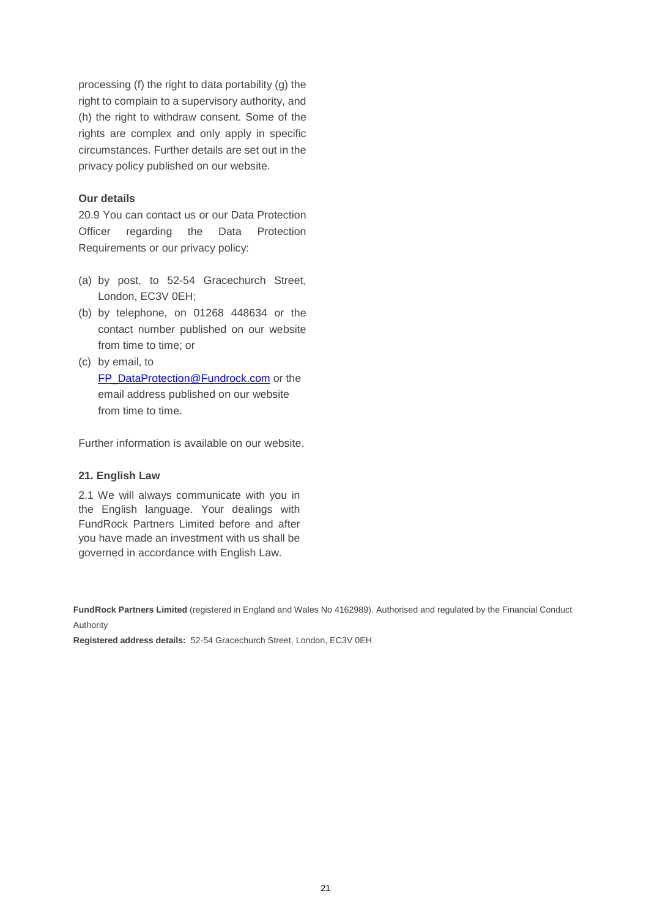processing (f) the right to data portability (g) the right to complain to a supervisory authority, and (h) the right to withdraw consent. Some of the rights are complex and only apply in specific circumstances. Further details are set out in the privacy policy published on our website.

**Our details**

20.9 You can contact us or our Data Protection Officer regarding the Data Protection Requirements or our privacy policy:

(a) by post, to 52-54 Gracechurch Street, London, EC3V 0EH;

(b) by telephone, on 01268 448634 or the contact number published on our website from time to time; or

(c) by email, to FP_DataProtection@Fundrock.com or the email address published on our website from time to time.

Further information is available on our website.

**21. English Law**

2.1 We will always communicate with you in the English language. Your dealings with FundRock Partners Limited before and after you have made an investment with us shall be governed in accordance with English Law.

**FundRock Partners Limited** (registered in England and Wales No 4162989). Authorised and regulated by the Financial Conduct Authority

**Registered address details:** 52-54 Gracechurch Street, London, EC3V 0EH